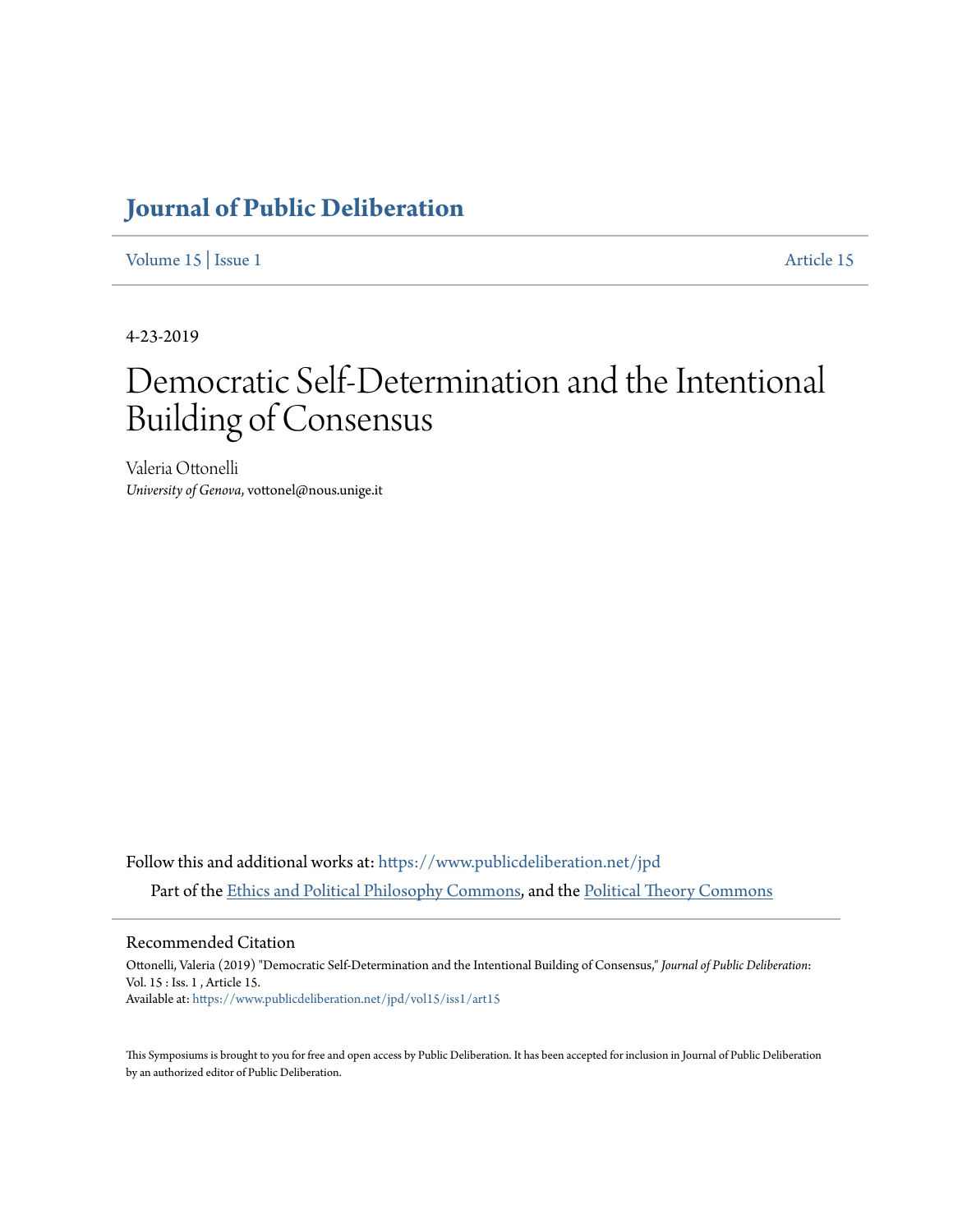# Journal of Public Deliberation

Volume 15 | Issue 1 Article 15

4-23-2019

# Democratic Self-Determination and the Intentional Building of Consensus

Valeria Ottonelli
*University of Genova*, vottonel@nous.unige.it

Follow this and additional works at: https://www.publicdeliberation.net/jpd

Part of the Ethics and Political Philosophy Commons, and the Political Theory Commons

## Recommended Citation

Ottonelli, Valeria (2019) "Democratic Self-Determination and the Intentional Building of Consensus," *Journal of Public Deliberation*: Vol. 15 : Iss. 1 , Article 15.
Available at: https://www.publicdeliberation.net/jpd/vol15/iss1/art15

This Symposiums is brought to you for free and open access by Public Deliberation. It has been accepted for inclusion in Journal of Public Deliberation by an authorized editor of Public Deliberation.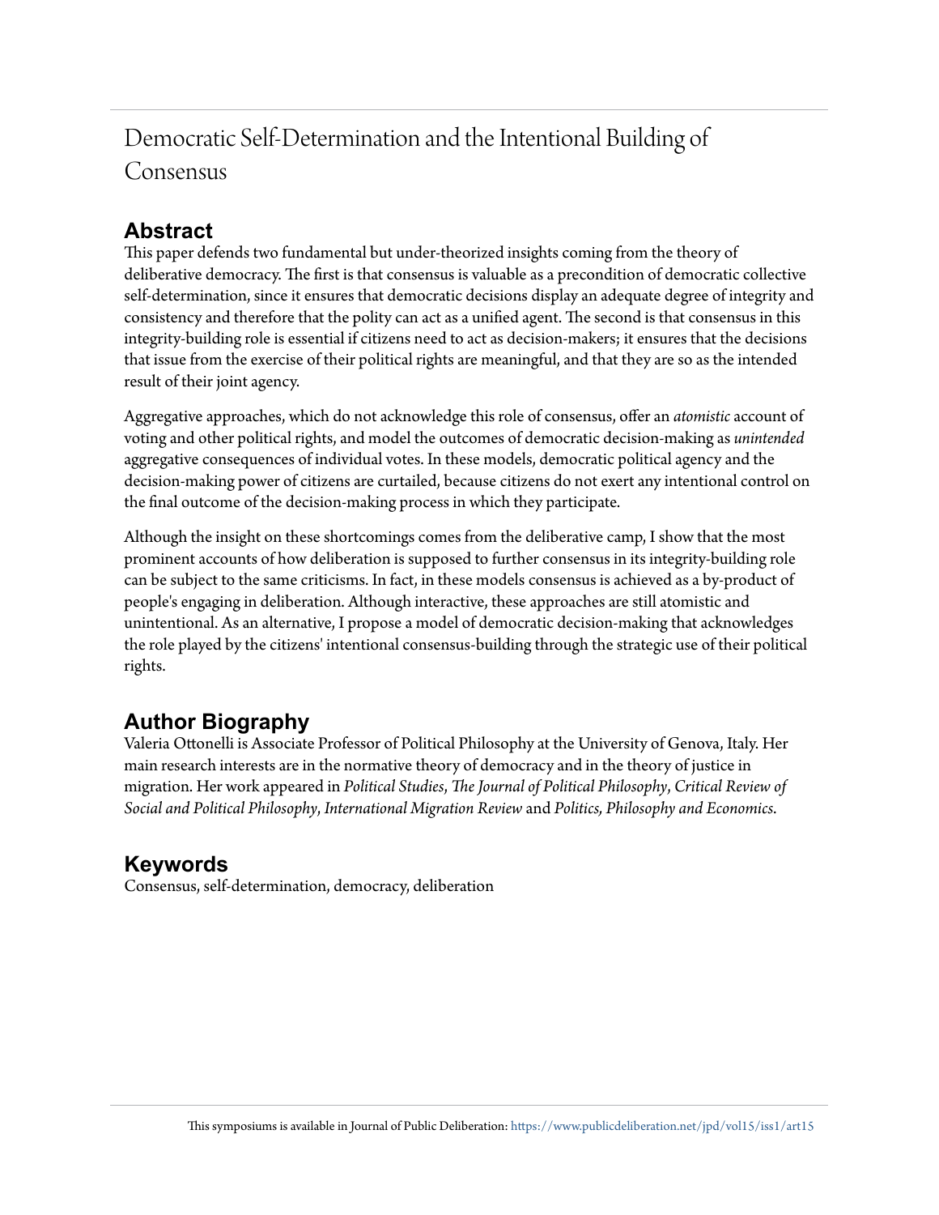# Democratic Self-Determination and the Intentional Building of Consensus

## Abstract

This paper defends two fundamental but under-theorized insights coming from the theory of deliberative democracy. The first is that consensus is valuable as a precondition of democratic collective self-determination, since it ensures that democratic decisions display an adequate degree of integrity and consistency and therefore that the polity can act as a unified agent. The second is that consensus in this integrity-building role is essential if citizens need to act as decision-makers; it ensures that the decisions that issue from the exercise of their political rights are meaningful, and that they are so as the intended result of their joint agency.

Aggregative approaches, which do not acknowledge this role of consensus, offer an *atomistic* account of voting and other political rights, and model the outcomes of democratic decision-making as *unintended* aggregative consequences of individual votes. In these models, democratic political agency and the decision-making power of citizens are curtailed, because citizens do not exert any intentional control on the final outcome of the decision-making process in which they participate.

Although the insight on these shortcomings comes from the deliberative camp, I show that the most prominent accounts of how deliberation is supposed to further consensus in its integrity-building role can be subject to the same criticisms. In fact, in these models consensus is achieved as a by-product of people's engaging in deliberation. Although interactive, these approaches are still atomistic and unintentional. As an alternative, I propose a model of democratic decision-making that acknowledges the role played by the citizens' intentional consensus-building through the strategic use of their political rights.

## Author Biography

Valeria Ottonelli is Associate Professor of Political Philosophy at the University of Genova, Italy. Her main research interests are in the normative theory of democracy and in the theory of justice in migration. Her work appeared in *Political Studies*, *The Journal of Political Philosophy*, *Critical Review of Social and Political Philosophy*, *International Migration Review* and *Politics, Philosophy and Economics*.

## Keywords

Consensus, self-determination, democracy, deliberation

This symposiums is available in Journal of Public Deliberation: https://www.publicdeliberation.net/jpd/vol15/iss1/art15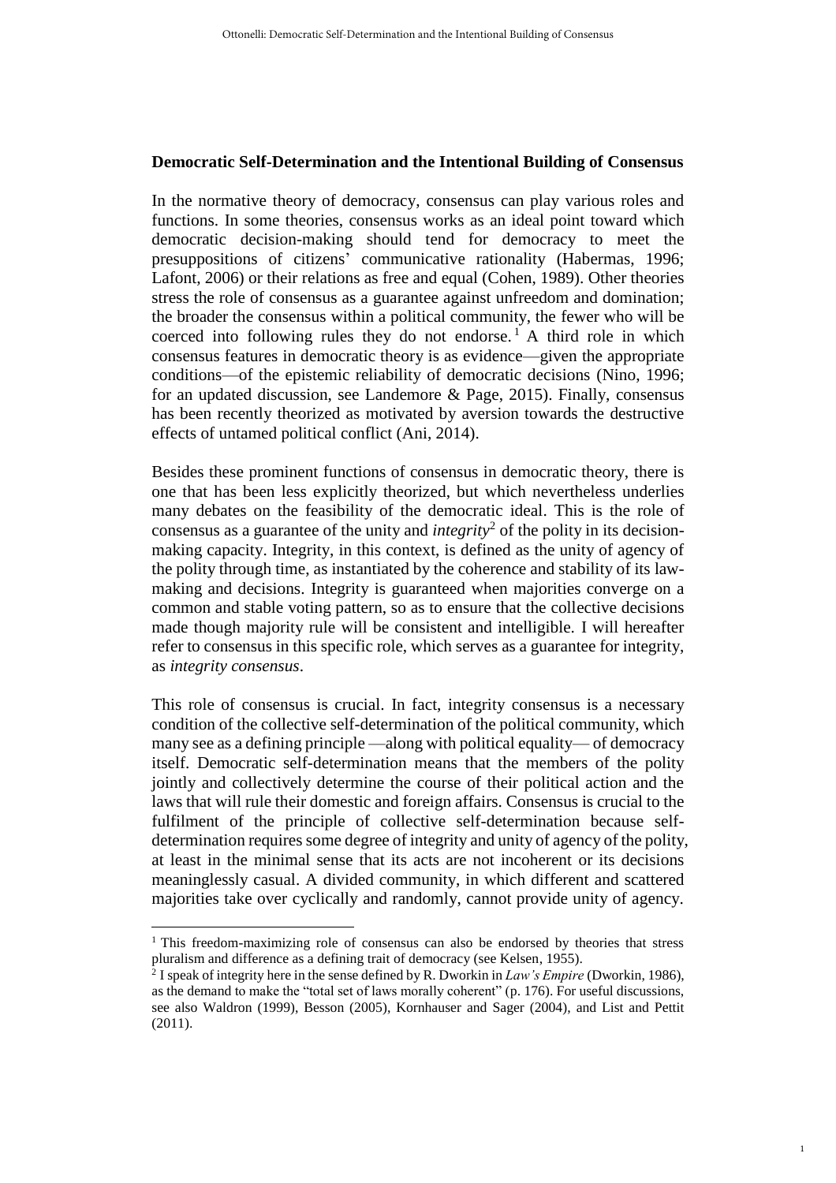**Democratic Self-Determination and the Intentional Building of Consensus**

In the normative theory of democracy, consensus can play various roles and functions. In some theories, consensus works as an ideal point toward which democratic decision-making should tend for democracy to meet the presuppositions of citizens' communicative rationality (Habermas, 1996; Lafont, 2006) or their relations as free and equal (Cohen, 1989). Other theories stress the role of consensus as a guarantee against unfreedom and domination; the broader the consensus within a political community, the fewer who will be coerced into following rules they do not endorse.[1] A third role in which consensus features in democratic theory is as evidence—given the appropriate conditions—of the epistemic reliability of democratic decisions (Nino, 1996; for an updated discussion, see Landemore & Page, 2015). Finally, consensus has been recently theorized as motivated by aversion towards the destructive effects of untamed political conflict (Ani, 2014).

Besides these prominent functions of consensus in democratic theory, there is one that has been less explicitly theorized, but which nevertheless underlies many debates on the feasibility of the democratic ideal. This is the role of consensus as a guarantee of the unity and *integrity*[2] of the polity in its decision-making capacity. Integrity, in this context, is defined as the unity of agency of the polity through time, as instantiated by the coherence and stability of its law-making and decisions. Integrity is guaranteed when majorities converge on a common and stable voting pattern, so as to ensure that the collective decisions made though majority rule will be consistent and intelligible. I will hereafter refer to consensus in this specific role, which serves as a guarantee for integrity, as *integrity consensus*.

This role of consensus is crucial. In fact, integrity consensus is a necessary condition of the collective self-determination of the political community, which many see as a defining principle —along with political equality— of democracy itself. Democratic self-determination means that the members of the polity jointly and collectively determine the course of their political action and the laws that will rule their domestic and foreign affairs. Consensus is crucial to the fulfilment of the principle of collective self-determination because self-determination requires some degree of integrity and unity of agency of the polity, at least in the minimal sense that its acts are not incoherent or its decisions meaninglessly casual. A divided community, in which different and scattered majorities take over cyclically and randomly, cannot provide unity of agency.

---

[1] This freedom-maximizing role of consensus can also be endorsed by theories that stress pluralism and difference as a defining trait of democracy (see Kelsen, 1955).

[2] I speak of integrity here in the sense defined by R. Dworkin in *Law's Empire* (Dworkin, 1986), as the demand to make the "total set of laws morally coherent" (p. 176). For useful discussions, see also Waldron (1999), Besson (2005), Kornhauser and Sager (2004), and List and Pettit (2011).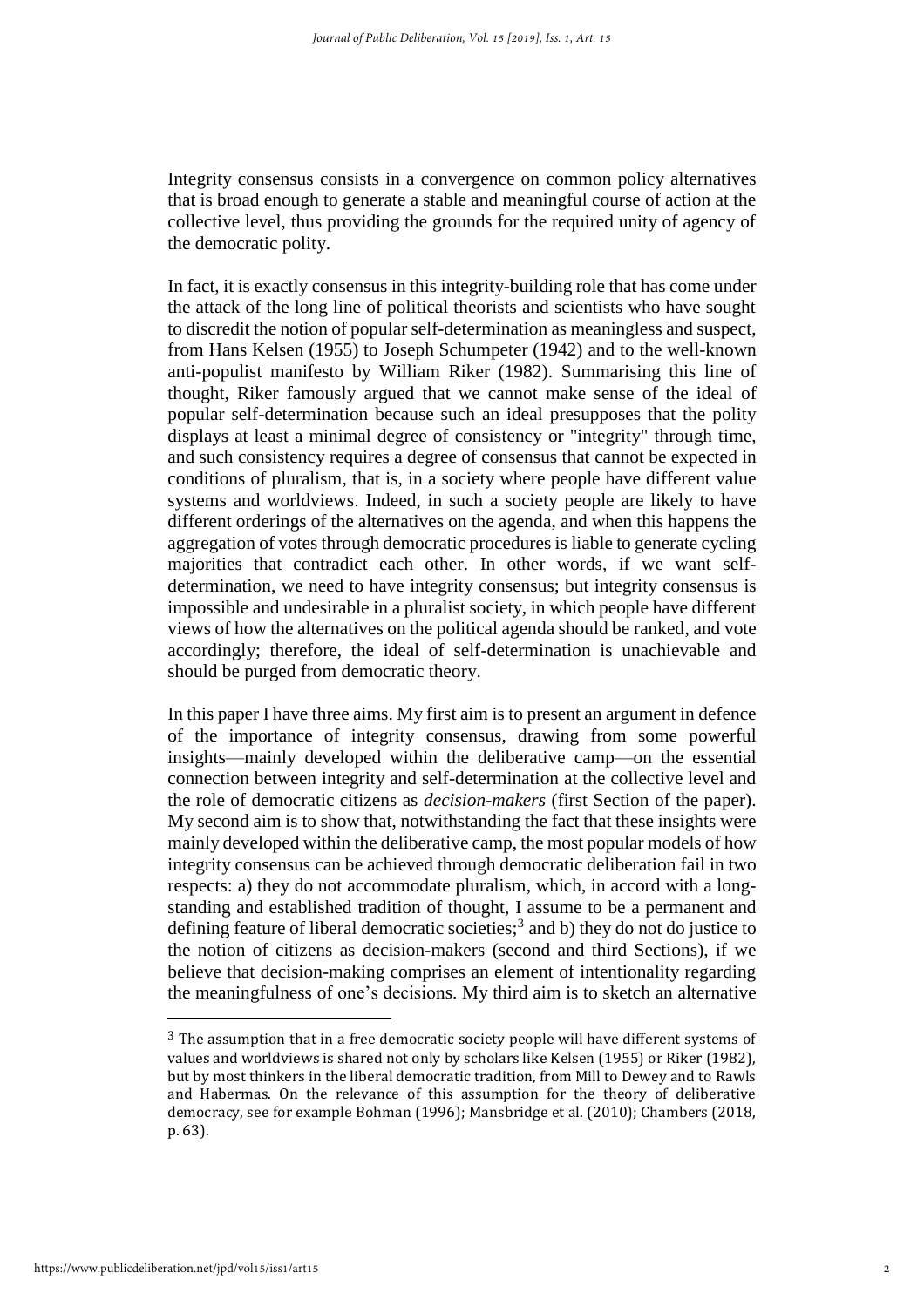Integrity consensus consists in a convergence on common policy alternatives that is broad enough to generate a stable and meaningful course of action at the collective level, thus providing the grounds for the required unity of agency of the democratic polity.

In fact, it is exactly consensus in this integrity-building role that has come under the attack of the long line of political theorists and scientists who have sought to discredit the notion of popular self-determination as meaningless and suspect, from Hans Kelsen (1955) to Joseph Schumpeter (1942) and to the well-known anti-populist manifesto by William Riker (1982). Summarising this line of thought, Riker famously argued that we cannot make sense of the ideal of popular self-determination because such an ideal presupposes that the polity displays at least a minimal degree of consistency or "integrity" through time, and such consistency requires a degree of consensus that cannot be expected in conditions of pluralism, that is, in a society where people have different value systems and worldviews. Indeed, in such a society people are likely to have different orderings of the alternatives on the agenda, and when this happens the aggregation of votes through democratic procedures is liable to generate cycling majorities that contradict each other. In other words, if we want self-determination, we need to have integrity consensus; but integrity consensus is impossible and undesirable in a pluralist society, in which people have different views of how the alternatives on the political agenda should be ranked, and vote accordingly; therefore, the ideal of self-determination is unachievable and should be purged from democratic theory.

In this paper I have three aims. My first aim is to present an argument in defence of the importance of integrity consensus, drawing from some powerful insights—mainly developed within the deliberative camp—on the essential connection between integrity and self-determination at the collective level and the role of democratic citizens as *decision-makers* (first Section of the paper). My second aim is to show that, notwithstanding the fact that these insights were mainly developed within the deliberative camp, the most popular models of how integrity consensus can be achieved through democratic deliberation fail in two respects: a) they do not accommodate pluralism, which, in accord with a long-standing and established tradition of thought, I assume to be a permanent and defining feature of liberal democratic societies;[3] and b) they do not do justice to the notion of citizens as decision-makers (second and third Sections), if we believe that decision-making comprises an element of intentionality regarding the meaningfulness of one's decisions. My third aim is to sketch an alternative

[3] The assumption that in a free democratic society people will have different systems of values and worldviews is shared not only by scholars like Kelsen (1955) or Riker (1982), but by most thinkers in the liberal democratic tradition, from Mill to Dewey and to Rawls and Habermas. On the relevance of this assumption for the theory of deliberative democracy, see for example Bohman (1996); Mansbridge et al. (2010); Chambers (2018, p. 63).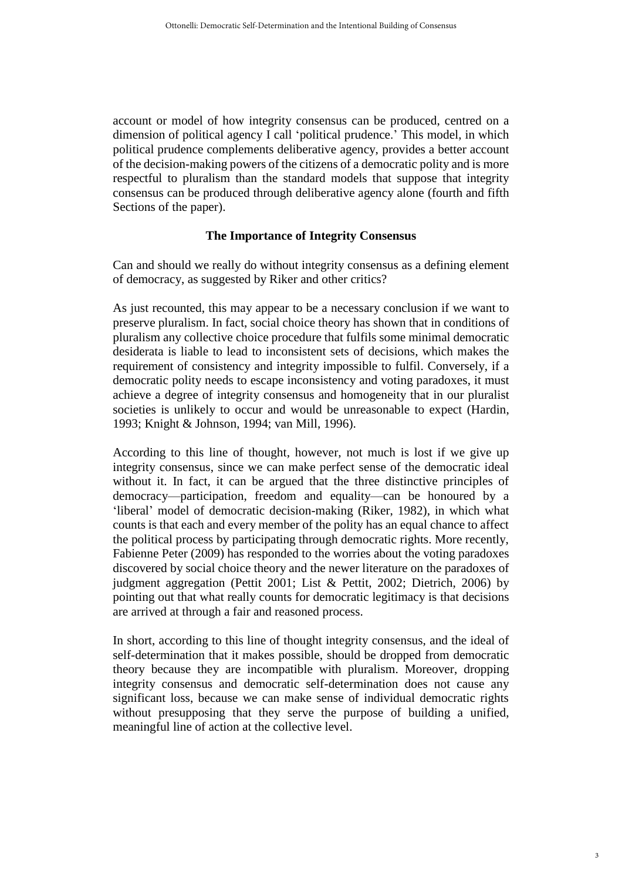account or model of how integrity consensus can be produced, centred on a dimension of political agency I call 'political prudence.' This model, in which political prudence complements deliberative agency, provides a better account of the decision-making powers of the citizens of a democratic polity and is more respectful to pluralism than the standard models that suppose that integrity consensus can be produced through deliberative agency alone (fourth and fifth Sections of the paper).

## The Importance of Integrity Consensus

Can and should we really do without integrity consensus as a defining element of democracy, as suggested by Riker and other critics?

As just recounted, this may appear to be a necessary conclusion if we want to preserve pluralism. In fact, social choice theory has shown that in conditions of pluralism any collective choice procedure that fulfils some minimal democratic desiderata is liable to lead to inconsistent sets of decisions, which makes the requirement of consistency and integrity impossible to fulfil. Conversely, if a democratic polity needs to escape inconsistency and voting paradoxes, it must achieve a degree of integrity consensus and homogeneity that in our pluralist societies is unlikely to occur and would be unreasonable to expect (Hardin, 1993; Knight & Johnson, 1994; van Mill, 1996).

According to this line of thought, however, not much is lost if we give up integrity consensus, since we can make perfect sense of the democratic ideal without it. In fact, it can be argued that the three distinctive principles of democracy—participation, freedom and equality—can be honoured by a 'liberal' model of democratic decision-making (Riker, 1982), in which what counts is that each and every member of the polity has an equal chance to affect the political process by participating through democratic rights. More recently, Fabienne Peter (2009) has responded to the worries about the voting paradoxes discovered by social choice theory and the newer literature on the paradoxes of judgment aggregation (Pettit 2001; List & Pettit, 2002; Dietrich, 2006) by pointing out that what really counts for democratic legitimacy is that decisions are arrived at through a fair and reasoned process.

In short, according to this line of thought integrity consensus, and the ideal of self-determination that it makes possible, should be dropped from democratic theory because they are incompatible with pluralism. Moreover, dropping integrity consensus and democratic self-determination does not cause any significant loss, because we can make sense of individual democratic rights without presupposing that they serve the purpose of building a unified, meaningful line of action at the collective level.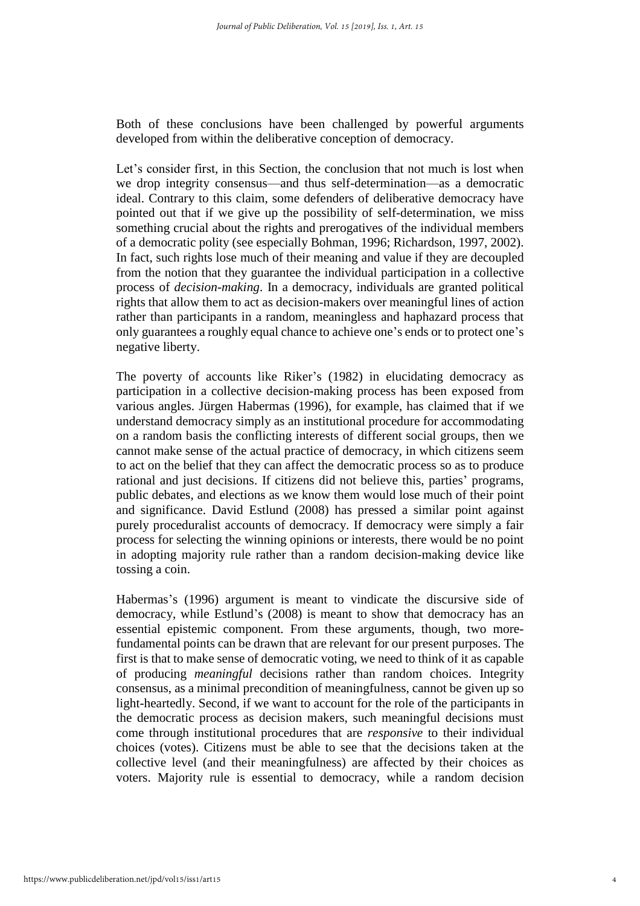Both of these conclusions have been challenged by powerful arguments developed from within the deliberative conception of democracy.

Let's consider first, in this Section, the conclusion that not much is lost when we drop integrity consensus—and thus self-determination—as a democratic ideal. Contrary to this claim, some defenders of deliberative democracy have pointed out that if we give up the possibility of self-determination, we miss something crucial about the rights and prerogatives of the individual members of a democratic polity (see especially Bohman, 1996; Richardson, 1997, 2002). In fact, such rights lose much of their meaning and value if they are decoupled from the notion that they guarantee the individual participation in a collective process of *decision-making*. In a democracy, individuals are granted political rights that allow them to act as decision-makers over meaningful lines of action rather than participants in a random, meaningless and haphazard process that only guarantees a roughly equal chance to achieve one's ends or to protect one's negative liberty.

The poverty of accounts like Riker's (1982) in elucidating democracy as participation in a collective decision-making process has been exposed from various angles. Jürgen Habermas (1996), for example, has claimed that if we understand democracy simply as an institutional procedure for accommodating on a random basis the conflicting interests of different social groups, then we cannot make sense of the actual practice of democracy, in which citizens seem to act on the belief that they can affect the democratic process so as to produce rational and just decisions. If citizens did not believe this, parties' programs, public debates, and elections as we know them would lose much of their point and significance. David Estlund (2008) has pressed a similar point against purely proceduralist accounts of democracy. If democracy were simply a fair process for selecting the winning opinions or interests, there would be no point in adopting majority rule rather than a random decision-making device like tossing a coin.

Habermas's (1996) argument is meant to vindicate the discursive side of democracy, while Estlund's (2008) is meant to show that democracy has an essential epistemic component. From these arguments, though, two more-fundamental points can be drawn that are relevant for our present purposes. The first is that to make sense of democratic voting, we need to think of it as capable of producing *meaningful* decisions rather than random choices. Integrity consensus, as a minimal precondition of meaningfulness, cannot be given up so light-heartedly. Second, if we want to account for the role of the participants in the democratic process as decision makers, such meaningful decisions must come through institutional procedures that are *responsive* to their individual choices (votes). Citizens must be able to see that the decisions taken at the collective level (and their meaningfulness) are affected by their choices as voters. Majority rule is essential to democracy, while a random decision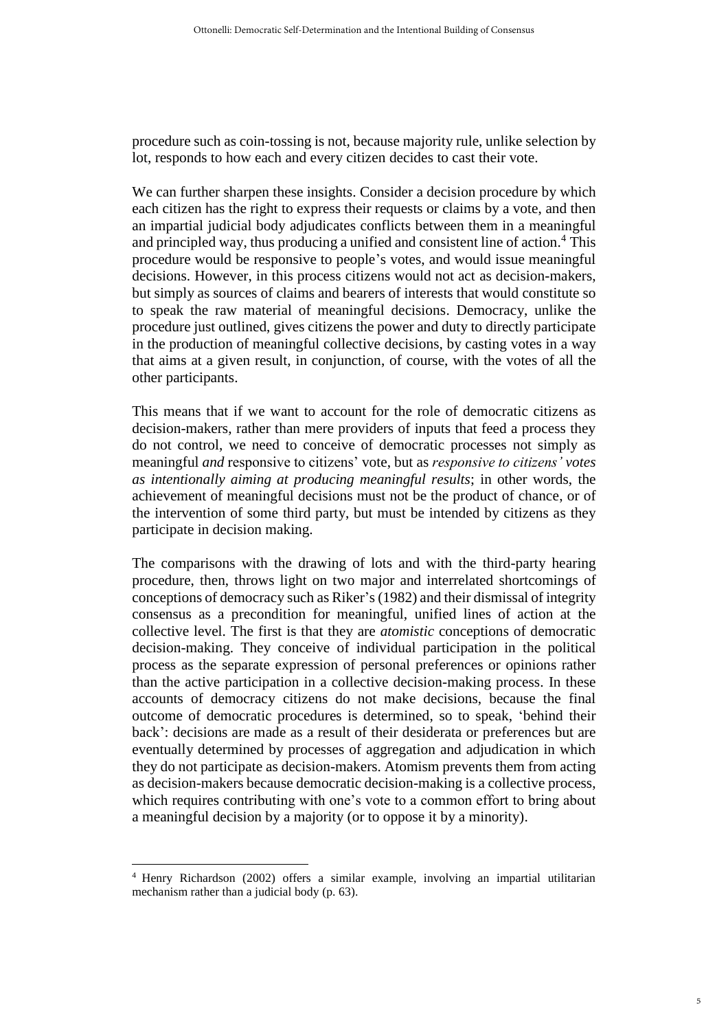procedure such as coin-tossing is not, because majority rule, unlike selection by lot, responds to how each and every citizen decides to cast their vote.

We can further sharpen these insights. Consider a decision procedure by which each citizen has the right to express their requests or claims by a vote, and then an impartial judicial body adjudicates conflicts between them in a meaningful and principled way, thus producing a unified and consistent line of action.[4] This procedure would be responsive to people's votes, and would issue meaningful decisions. However, in this process citizens would not act as decision-makers, but simply as sources of claims and bearers of interests that would constitute so to speak the raw material of meaningful decisions. Democracy, unlike the procedure just outlined, gives citizens the power and duty to directly participate in the production of meaningful collective decisions, by casting votes in a way that aims at a given result, in conjunction, of course, with the votes of all the other participants.

This means that if we want to account for the role of democratic citizens as decision-makers, rather than mere providers of inputs that feed a process they do not control, we need to conceive of democratic processes not simply as meaningful *and* responsive to citizens' vote, but as *responsive to citizens' votes as intentionally aiming at producing meaningful results*; in other words, the achievement of meaningful decisions must not be the product of chance, or of the intervention of some third party, but must be intended by citizens as they participate in decision making.

The comparisons with the drawing of lots and with the third-party hearing procedure, then, throws light on two major and interrelated shortcomings of conceptions of democracy such as Riker's (1982) and their dismissal of integrity consensus as a precondition for meaningful, unified lines of action at the collective level. The first is that they are *atomistic* conceptions of democratic decision-making. They conceive of individual participation in the political process as the separate expression of personal preferences or opinions rather than the active participation in a collective decision-making process. In these accounts of democracy citizens do not make decisions, because the final outcome of democratic procedures is determined, so to speak, 'behind their back': decisions are made as a result of their desiderata or preferences but are eventually determined by processes of aggregation and adjudication in which they do not participate as decision-makers. Atomism prevents them from acting as decision-makers because democratic decision-making is a collective process, which requires contributing with one's vote to a common effort to bring about a meaningful decision by a majority (or to oppose it by a minority).

[4] Henry Richardson (2002) offers a similar example, involving an impartial utilitarian mechanism rather than a judicial body (p. 63).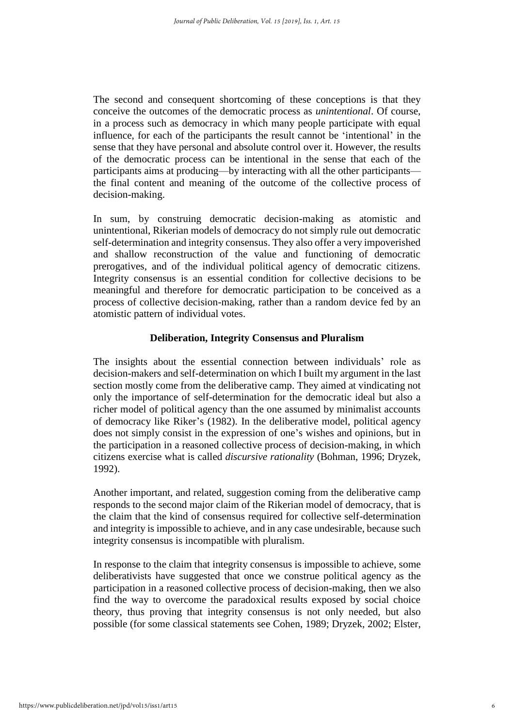The second and consequent shortcoming of these conceptions is that they conceive the outcomes of the democratic process as *unintentional*. Of course, in a process such as democracy in which many people participate with equal influence, for each of the participants the result cannot be 'intentional' in the sense that they have personal and absolute control over it. However, the results of the democratic process can be intentional in the sense that each of the participants aims at producing—by interacting with all the other participants—the final content and meaning of the outcome of the collective process of decision-making.

In sum, by construing democratic decision-making as atomistic and unintentional, Rikerian models of democracy do not simply rule out democratic self-determination and integrity consensus. They also offer a very impoverished and shallow reconstruction of the value and functioning of democratic prerogatives, and of the individual political agency of democratic citizens. Integrity consensus is an essential condition for collective decisions to be meaningful and therefore for democratic participation to be conceived as a process of collective decision-making, rather than a random device fed by an atomistic pattern of individual votes.

## Deliberation, Integrity Consensus and Pluralism

The insights about the essential connection between individuals' role as decision-makers and self-determination on which I built my argument in the last section mostly come from the deliberative camp. They aimed at vindicating not only the importance of self-determination for the democratic ideal but also a richer model of political agency than the one assumed by minimalist accounts of democracy like Riker's (1982). In the deliberative model, political agency does not simply consist in the expression of one's wishes and opinions, but in the participation in a reasoned collective process of decision-making, in which citizens exercise what is called *discursive rationality* (Bohman, 1996; Dryzek, 1992).

Another important, and related, suggestion coming from the deliberative camp responds to the second major claim of the Rikerian model of democracy, that is the claim that the kind of consensus required for collective self-determination and integrity is impossible to achieve, and in any case undesirable, because such integrity consensus is incompatible with pluralism.

In response to the claim that integrity consensus is impossible to achieve, some deliberativists have suggested that once we construe political agency as the participation in a reasoned collective process of decision-making, then we also find the way to overcome the paradoxical results exposed by social choice theory, thus proving that integrity consensus is not only needed, but also possible (for some classical statements see Cohen, 1989; Dryzek, 2002; Elster,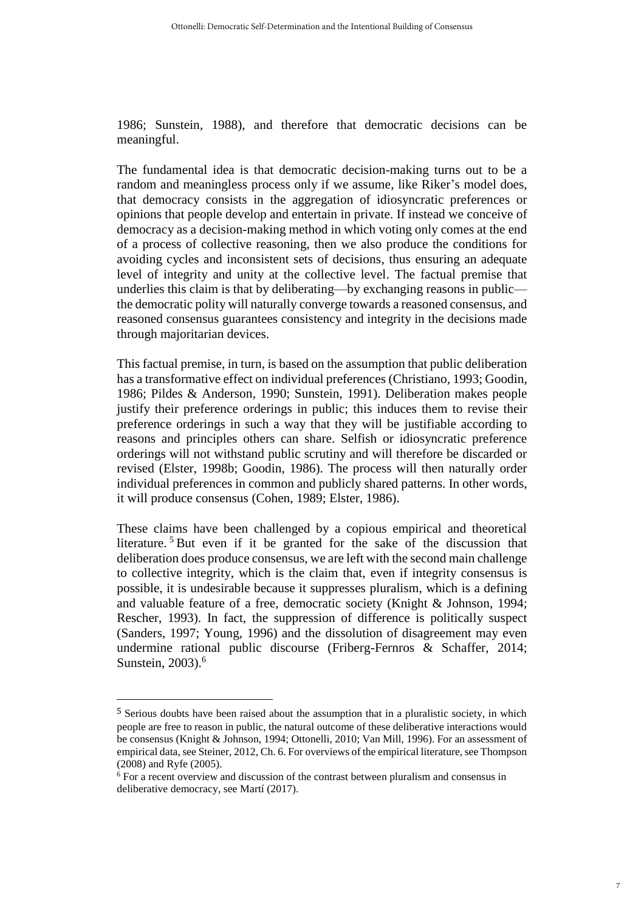1986; Sunstein, 1988), and therefore that democratic decisions can be meaningful.

The fundamental idea is that democratic decision-making turns out to be a random and meaningless process only if we assume, like Riker's model does, that democracy consists in the aggregation of idiosyncratic preferences or opinions that people develop and entertain in private. If instead we conceive of democracy as a decision-making method in which voting only comes at the end of a process of collective reasoning, then we also produce the conditions for avoiding cycles and inconsistent sets of decisions, thus ensuring an adequate level of integrity and unity at the collective level. The factual premise that underlies this claim is that by deliberating—by exchanging reasons in public—the democratic polity will naturally converge towards a reasoned consensus, and reasoned consensus guarantees consistency and integrity in the decisions made through majoritarian devices.

This factual premise, in turn, is based on the assumption that public deliberation has a transformative effect on individual preferences (Christiano, 1993; Goodin, 1986; Pildes & Anderson, 1990; Sunstein, 1991). Deliberation makes people justify their preference orderings in public; this induces them to revise their preference orderings in such a way that they will be justifiable according to reasons and principles others can share. Selfish or idiosyncratic preference orderings will not withstand public scrutiny and will therefore be discarded or revised (Elster, 1998b; Goodin, 1986). The process will then naturally order individual preferences in common and publicly shared patterns. In other words, it will produce consensus (Cohen, 1989; Elster, 1986).

These claims have been challenged by a copious empirical and theoretical literature.[5] But even if it be granted for the sake of the discussion that deliberation does produce consensus, we are left with the second main challenge to collective integrity, which is the claim that, even if integrity consensus is possible, it is undesirable because it suppresses pluralism, which is a defining and valuable feature of a free, democratic society (Knight & Johnson, 1994; Rescher, 1993). In fact, the suppression of difference is politically suspect (Sanders, 1997; Young, 1996) and the dissolution of disagreement may even undermine rational public discourse (Friberg-Fernros & Schaffer, 2014; Sunstein, 2003).[6]

---

[5] Serious doubts have been raised about the assumption that in a pluralistic society, in which people are free to reason in public, the natural outcome of these deliberative interactions would be consensus (Knight & Johnson, 1994; Ottonelli, 2010; Van Mill, 1996). For an assessment of empirical data, see Steiner, 2012, Ch. 6. For overviews of the empirical literature, see Thompson (2008) and Ryfe (2005).

[6] For a recent overview and discussion of the contrast between pluralism and consensus in deliberative democracy, see Martí (2017).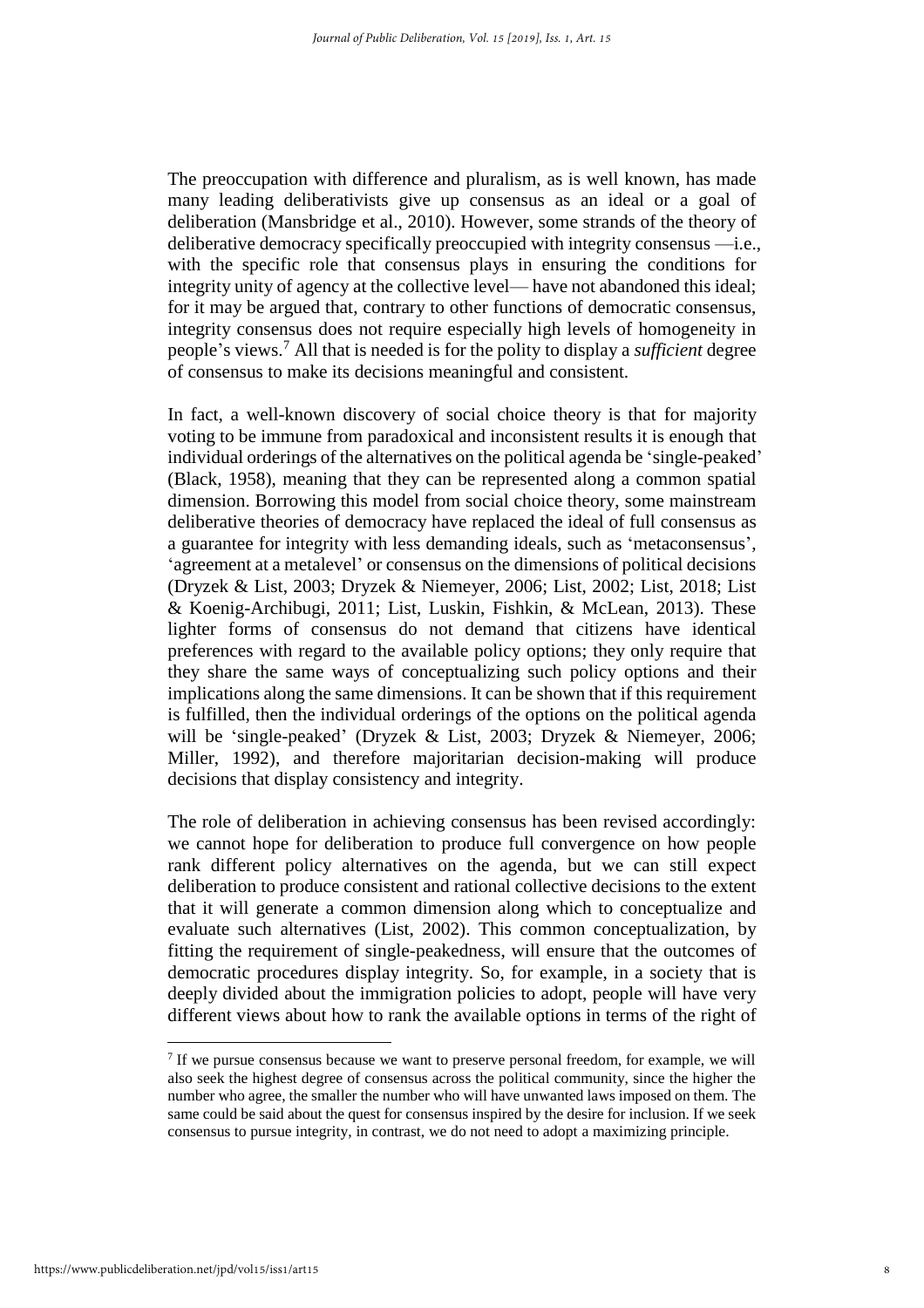The preoccupation with difference and pluralism, as is well known, has made many leading deliberativists give up consensus as an ideal or a goal of deliberation (Mansbridge et al., 2010). However, some strands of the theory of deliberative democracy specifically preoccupied with integrity consensus —i.e., with the specific role that consensus plays in ensuring the conditions for integrity unity of agency at the collective level— have not abandoned this ideal; for it may be argued that, contrary to other functions of democratic consensus, integrity consensus does not require especially high levels of homogeneity in people's views.[7] All that is needed is for the polity to display a *sufficient* degree of consensus to make its decisions meaningful and consistent.

In fact, a well-known discovery of social choice theory is that for majority voting to be immune from paradoxical and inconsistent results it is enough that individual orderings of the alternatives on the political agenda be 'single-peaked' (Black, 1958), meaning that they can be represented along a common spatial dimension. Borrowing this model from social choice theory, some mainstream deliberative theories of democracy have replaced the ideal of full consensus as a guarantee for integrity with less demanding ideals, such as 'metaconsensus', 'agreement at a metalevel' or consensus on the dimensions of political decisions (Dryzek & List, 2003; Dryzek & Niemeyer, 2006; List, 2002; List, 2018; List & Koenig-Archibugi, 2011; List, Luskin, Fishkin, & McLean, 2013). These lighter forms of consensus do not demand that citizens have identical preferences with regard to the available policy options; they only require that they share the same ways of conceptualizing such policy options and their implications along the same dimensions. It can be shown that if this requirement is fulfilled, then the individual orderings of the options on the political agenda will be 'single-peaked' (Dryzek & List, 2003; Dryzek & Niemeyer, 2006; Miller, 1992), and therefore majoritarian decision-making will produce decisions that display consistency and integrity.

The role of deliberation in achieving consensus has been revised accordingly: we cannot hope for deliberation to produce full convergence on how people rank different policy alternatives on the agenda, but we can still expect deliberation to produce consistent and rational collective decisions to the extent that it will generate a common dimension along which to conceptualize and evaluate such alternatives (List, 2002). This common conceptualization, by fitting the requirement of single-peakedness, will ensure that the outcomes of democratic procedures display integrity. So, for example, in a society that is deeply divided about the immigration policies to adopt, people will have very different views about how to rank the available options in terms of the right of

[7] If we pursue consensus because we want to preserve personal freedom, for example, we will also seek the highest degree of consensus across the political community, since the higher the number who agree, the smaller the number who will have unwanted laws imposed on them. The same could be said about the quest for consensus inspired by the desire for inclusion. If we seek consensus to pursue integrity, in contrast, we do not need to adopt a maximizing principle.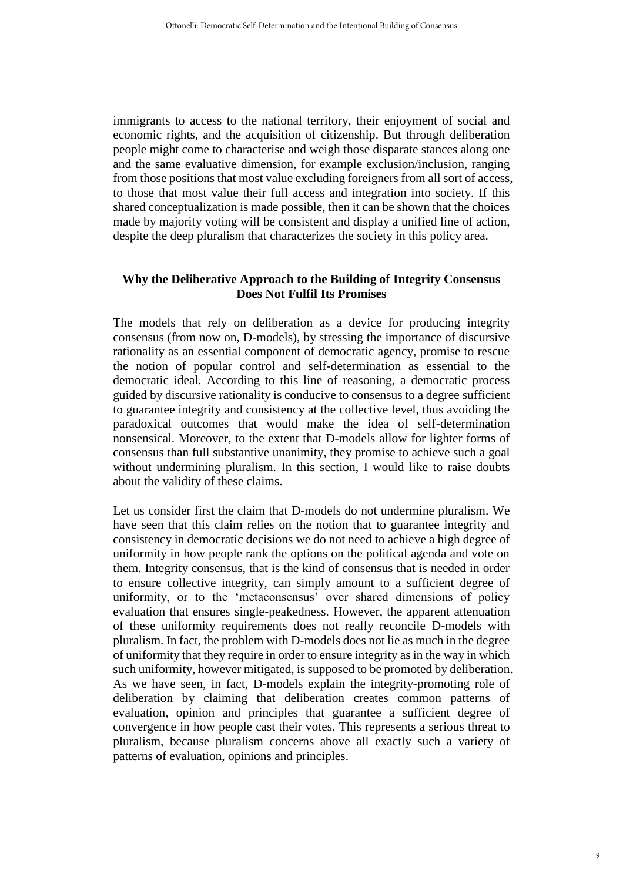immigrants to access to the national territory, their enjoyment of social and economic rights, and the acquisition of citizenship. But through deliberation people might come to characterise and weigh those disparate stances along one and the same evaluative dimension, for example exclusion/inclusion, ranging from those positions that most value excluding foreigners from all sort of access, to those that most value their full access and integration into society. If this shared conceptualization is made possible, then it can be shown that the choices made by majority voting will be consistent and display a unified line of action, despite the deep pluralism that characterizes the society in this policy area.

## Why the Deliberative Approach to the Building of Integrity Consensus Does Not Fulfil Its Promises

The models that rely on deliberation as a device for producing integrity consensus (from now on, D-models), by stressing the importance of discursive rationality as an essential component of democratic agency, promise to rescue the notion of popular control and self-determination as essential to the democratic ideal. According to this line of reasoning, a democratic process guided by discursive rationality is conducive to consensus to a degree sufficient to guarantee integrity and consistency at the collective level, thus avoiding the paradoxical outcomes that would make the idea of self-determination nonsensical. Moreover, to the extent that D-models allow for lighter forms of consensus than full substantive unanimity, they promise to achieve such a goal without undermining pluralism. In this section, I would like to raise doubts about the validity of these claims.

Let us consider first the claim that D-models do not undermine pluralism. We have seen that this claim relies on the notion that to guarantee integrity and consistency in democratic decisions we do not need to achieve a high degree of uniformity in how people rank the options on the political agenda and vote on them. Integrity consensus, that is the kind of consensus that is needed in order to ensure collective integrity, can simply amount to a sufficient degree of uniformity, or to the 'metaconsensus' over shared dimensions of policy evaluation that ensures single-peakedness. However, the apparent attenuation of these uniformity requirements does not really reconcile D-models with pluralism. In fact, the problem with D-models does not lie as much in the degree of uniformity that they require in order to ensure integrity as in the way in which such uniformity, however mitigated, is supposed to be promoted by deliberation. As we have seen, in fact, D-models explain the integrity-promoting role of deliberation by claiming that deliberation creates common patterns of evaluation, opinion and principles that guarantee a sufficient degree of convergence in how people cast their votes. This represents a serious threat to pluralism, because pluralism concerns above all exactly such a variety of patterns of evaluation, opinions and principles.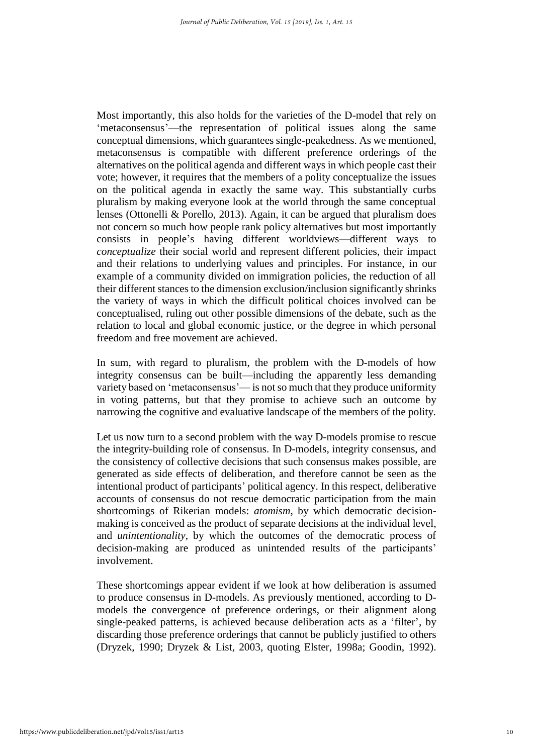Most importantly, this also holds for the varieties of the D-model that rely on 'metaconsensus'—the representation of political issues along the same conceptual dimensions, which guarantees single-peakedness. As we mentioned, metaconsensus is compatible with different preference orderings of the alternatives on the political agenda and different ways in which people cast their vote; however, it requires that the members of a polity conceptualize the issues on the political agenda in exactly the same way. This substantially curbs pluralism by making everyone look at the world through the same conceptual lenses (Ottonelli & Porello, 2013). Again, it can be argued that pluralism does not concern so much how people rank policy alternatives but most importantly consists in people's having different worldviews—different ways to *conceptualize* their social world and represent different policies, their impact and their relations to underlying values and principles. For instance, in our example of a community divided on immigration policies, the reduction of all their different stances to the dimension exclusion/inclusion significantly shrinks the variety of ways in which the difficult political choices involved can be conceptualised, ruling out other possible dimensions of the debate, such as the relation to local and global economic justice, or the degree in which personal freedom and free movement are achieved.

In sum, with regard to pluralism, the problem with the D-models of how integrity consensus can be built—including the apparently less demanding variety based on 'metaconsensus'— is not so much that they produce uniformity in voting patterns, but that they promise to achieve such an outcome by narrowing the cognitive and evaluative landscape of the members of the polity.

Let us now turn to a second problem with the way D-models promise to rescue the integrity-building role of consensus. In D-models, integrity consensus, and the consistency of collective decisions that such consensus makes possible, are generated as side effects of deliberation, and therefore cannot be seen as the intentional product of participants' political agency. In this respect, deliberative accounts of consensus do not rescue democratic participation from the main shortcomings of Rikerian models: *atomism*, by which democratic decision-making is conceived as the product of separate decisions at the individual level, and *unintentionality*, by which the outcomes of the democratic process of decision-making are produced as unintended results of the participants' involvement.

These shortcomings appear evident if we look at how deliberation is assumed to produce consensus in D-models. As previously mentioned, according to D-models the convergence of preference orderings, or their alignment along single-peaked patterns, is achieved because deliberation acts as a 'filter', by discarding those preference orderings that cannot be publicly justified to others (Dryzek, 1990; Dryzek & List, 2003, quoting Elster, 1998a; Goodin, 1992).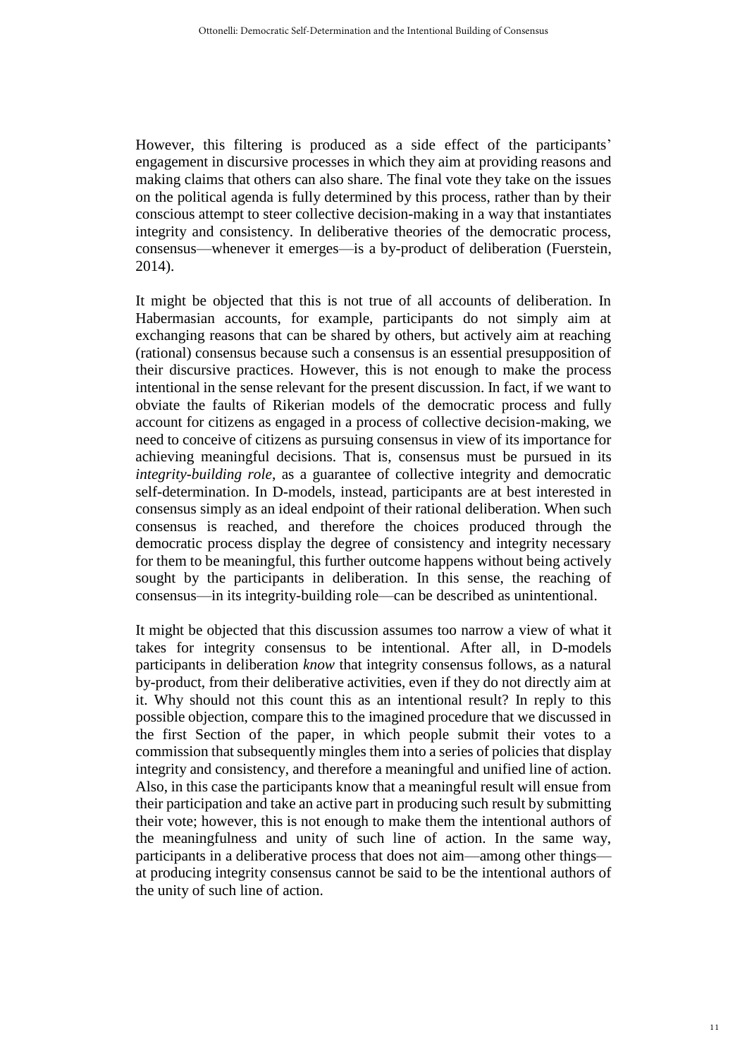However, this filtering is produced as a side effect of the participants' engagement in discursive processes in which they aim at providing reasons and making claims that others can also share. The final vote they take on the issues on the political agenda is fully determined by this process, rather than by their conscious attempt to steer collective decision-making in a way that instantiates integrity and consistency. In deliberative theories of the democratic process, consensus—whenever it emerges—is a by-product of deliberation (Fuerstein, 2014).

It might be objected that this is not true of all accounts of deliberation. In Habermasian accounts, for example, participants do not simply aim at exchanging reasons that can be shared by others, but actively aim at reaching (rational) consensus because such a consensus is an essential presupposition of their discursive practices. However, this is not enough to make the process intentional in the sense relevant for the present discussion. In fact, if we want to obviate the faults of Rikerian models of the democratic process and fully account for citizens as engaged in a process of collective decision-making, we need to conceive of citizens as pursuing consensus in view of its importance for achieving meaningful decisions. That is, consensus must be pursued in its *integrity-building role*, as a guarantee of collective integrity and democratic self-determination. In D-models, instead, participants are at best interested in consensus simply as an ideal endpoint of their rational deliberation. When such consensus is reached, and therefore the choices produced through the democratic process display the degree of consistency and integrity necessary for them to be meaningful, this further outcome happens without being actively sought by the participants in deliberation. In this sense, the reaching of consensus—in its integrity-building role—can be described as unintentional.

It might be objected that this discussion assumes too narrow a view of what it takes for integrity consensus to be intentional. After all, in D-models participants in deliberation *know* that integrity consensus follows, as a natural by-product, from their deliberative activities, even if they do not directly aim at it. Why should not this count this as an intentional result? In reply to this possible objection, compare this to the imagined procedure that we discussed in the first Section of the paper, in which people submit their votes to a commission that subsequently mingles them into a series of policies that display integrity and consistency, and therefore a meaningful and unified line of action. Also, in this case the participants know that a meaningful result will ensue from their participation and take an active part in producing such result by submitting their vote; however, this is not enough to make them the intentional authors of the meaningfulness and unity of such line of action. In the same way, participants in a deliberative process that does not aim—among other things—at producing integrity consensus cannot be said to be the intentional authors of the unity of such line of action.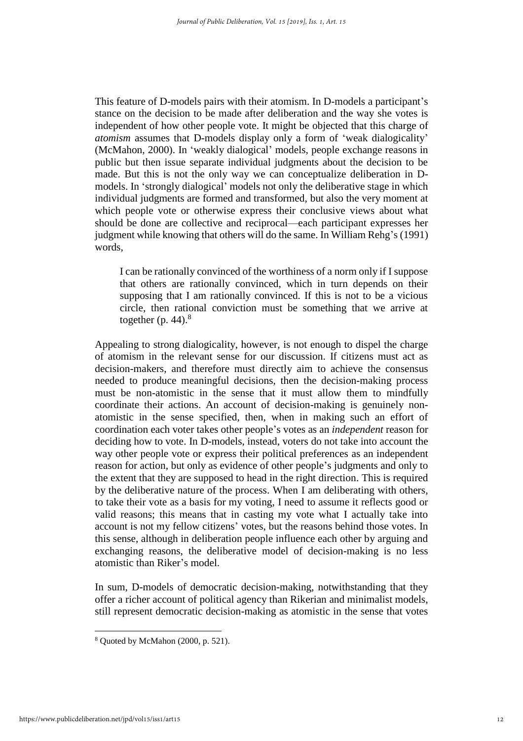This feature of D-models pairs with their atomism. In D-models a participant's stance on the decision to be made after deliberation and the way she votes is independent of how other people vote. It might be objected that this charge of *atomism* assumes that D-models display only a form of 'weak dialogicality' (McMahon, 2000). In 'weakly dialogical' models, people exchange reasons in public but then issue separate individual judgments about the decision to be made. But this is not the only way we can conceptualize deliberation in D-models. In 'strongly dialogical' models not only the deliberative stage in which individual judgments are formed and transformed, but also the very moment at which people vote or otherwise express their conclusive views about what should be done are collective and reciprocal—each participant expresses her judgment while knowing that others will do the same. In William Rehg's (1991) words,

> I can be rationally convinced of the worthiness of a norm only if I suppose that others are rationally convinced, which in turn depends on their supposing that I am rationally convinced. If this is not to be a vicious circle, then rational conviction must be something that we arrive at together (p. 44).[8]

Appealing to strong dialogicality, however, is not enough to dispel the charge of atomism in the relevant sense for our discussion. If citizens must act as decision-makers, and therefore must directly aim to achieve the consensus needed to produce meaningful decisions, then the decision-making process must be non-atomistic in the sense that it must allow them to mindfully coordinate their actions. An account of decision-making is genuinely non-atomistic in the sense specified, then, when in making such an effort of coordination each voter takes other people's votes as an *independent* reason for deciding how to vote. In D-models, instead, voters do not take into account the way other people vote or express their political preferences as an independent reason for action, but only as evidence of other people's judgments and only to the extent that they are supposed to head in the right direction. This is required by the deliberative nature of the process. When I am deliberating with others, to take their vote as a basis for my voting, I need to assume it reflects good or valid reasons; this means that in casting my vote what I actually take into account is not my fellow citizens' votes, but the reasons behind those votes. In this sense, although in deliberation people influence each other by arguing and exchanging reasons, the deliberative model of decision-making is no less atomistic than Riker's model.

In sum, D-models of democratic decision-making, notwithstanding that they offer a richer account of political agency than Rikerian and minimalist models, still represent democratic decision-making as atomistic in the sense that votes

---

[8] Quoted by McMahon (2000, p. 521).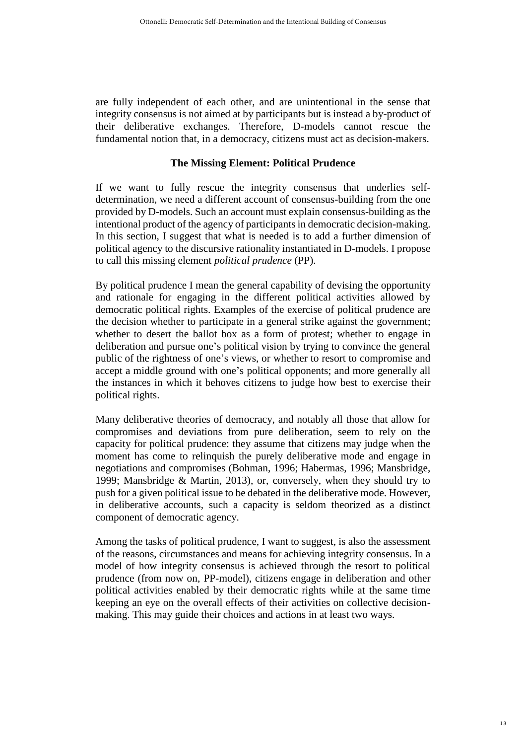are fully independent of each other, and are unintentional in the sense that integrity consensus is not aimed at by participants but is instead a by-product of their deliberative exchanges. Therefore, D-models cannot rescue the fundamental notion that, in a democracy, citizens must act as decision-makers.

## The Missing Element: Political Prudence

If we want to fully rescue the integrity consensus that underlies self-determination, we need a different account of consensus-building from the one provided by D-models. Such an account must explain consensus-building as the intentional product of the agency of participants in democratic decision-making. In this section, I suggest that what is needed is to add a further dimension of political agency to the discursive rationality instantiated in D-models. I propose to call this missing element *political prudence* (PP).

By political prudence I mean the general capability of devising the opportunity and rationale for engaging in the different political activities allowed by democratic political rights. Examples of the exercise of political prudence are the decision whether to participate in a general strike against the government; whether to desert the ballot box as a form of protest; whether to engage in deliberation and pursue one's political vision by trying to convince the general public of the rightness of one's views, or whether to resort to compromise and accept a middle ground with one's political opponents; and more generally all the instances in which it behoves citizens to judge how best to exercise their political rights.

Many deliberative theories of democracy, and notably all those that allow for compromises and deviations from pure deliberation, seem to rely on the capacity for political prudence: they assume that citizens may judge when the moment has come to relinquish the purely deliberative mode and engage in negotiations and compromises (Bohman, 1996; Habermas, 1996; Mansbridge, 1999; Mansbridge & Martin, 2013), or, conversely, when they should try to push for a given political issue to be debated in the deliberative mode. However, in deliberative accounts, such a capacity is seldom theorized as a distinct component of democratic agency.

Among the tasks of political prudence, I want to suggest, is also the assessment of the reasons, circumstances and means for achieving integrity consensus. In a model of how integrity consensus is achieved through the resort to political prudence (from now on, PP-model), citizens engage in deliberation and other political activities enabled by their democratic rights while at the same time keeping an eye on the overall effects of their activities on collective decision-making. This may guide their choices and actions in at least two ways.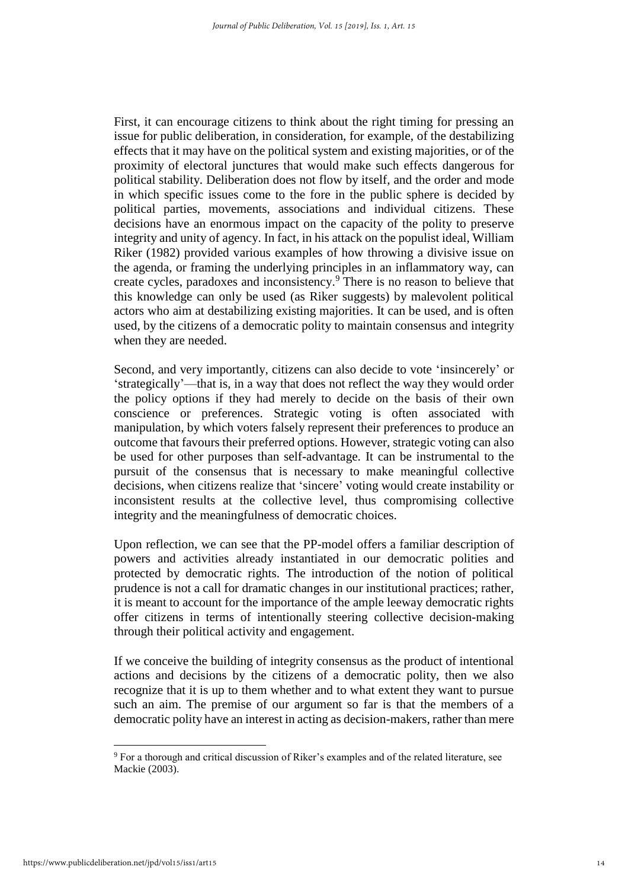First, it can encourage citizens to think about the right timing for pressing an issue for public deliberation, in consideration, for example, of the destabilizing effects that it may have on the political system and existing majorities, or of the proximity of electoral junctures that would make such effects dangerous for political stability. Deliberation does not flow by itself, and the order and mode in which specific issues come to the fore in the public sphere is decided by political parties, movements, associations and individual citizens. These decisions have an enormous impact on the capacity of the polity to preserve integrity and unity of agency. In fact, in his attack on the populist ideal, William Riker (1982) provided various examples of how throwing a divisive issue on the agenda, or framing the underlying principles in an inflammatory way, can create cycles, paradoxes and inconsistency.[9] There is no reason to believe that this knowledge can only be used (as Riker suggests) by malevolent political actors who aim at destabilizing existing majorities. It can be used, and is often used, by the citizens of a democratic polity to maintain consensus and integrity when they are needed.

Second, and very importantly, citizens can also decide to vote 'insincerely' or 'strategically'—that is, in a way that does not reflect the way they would order the policy options if they had merely to decide on the basis of their own conscience or preferences. Strategic voting is often associated with manipulation, by which voters falsely represent their preferences to produce an outcome that favours their preferred options. However, strategic voting can also be used for other purposes than self-advantage. It can be instrumental to the pursuit of the consensus that is necessary to make meaningful collective decisions, when citizens realize that 'sincere' voting would create instability or inconsistent results at the collective level, thus compromising collective integrity and the meaningfulness of democratic choices.

Upon reflection, we can see that the PP-model offers a familiar description of powers and activities already instantiated in our democratic polities and protected by democratic rights. The introduction of the notion of political prudence is not a call for dramatic changes in our institutional practices; rather, it is meant to account for the importance of the ample leeway democratic rights offer citizens in terms of intentionally steering collective decision-making through their political activity and engagement.

If we conceive the building of integrity consensus as the product of intentional actions and decisions by the citizens of a democratic polity, then we also recognize that it is up to them whether and to what extent they want to pursue such an aim. The premise of our argument so far is that the members of a democratic polity have an interest in acting as decision-makers, rather than mere

[9] For a thorough and critical discussion of Riker's examples and of the related literature, see Mackie (2003).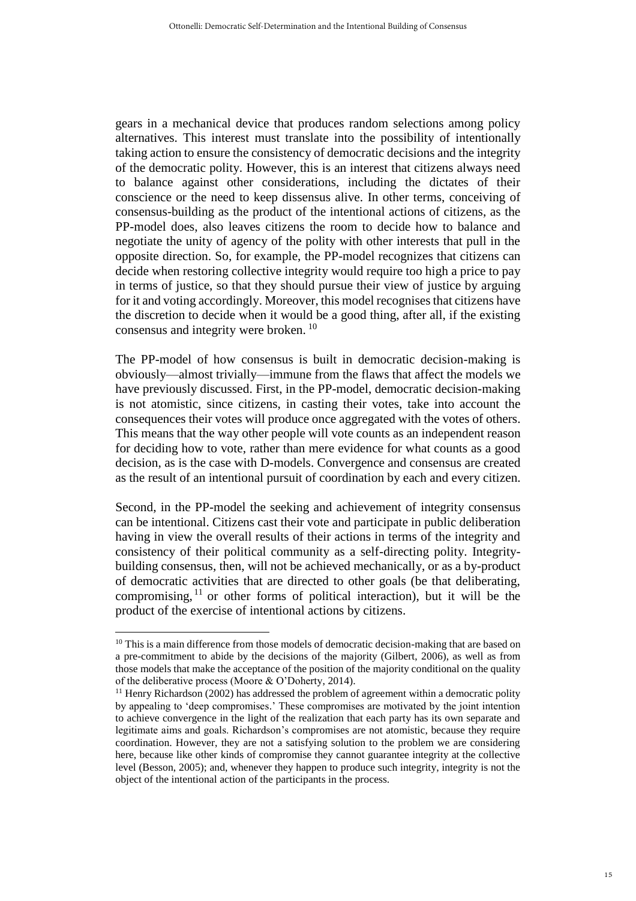gears in a mechanical device that produces random selections among policy alternatives. This interest must translate into the possibility of intentionally taking action to ensure the consistency of democratic decisions and the integrity of the democratic polity. However, this is an interest that citizens always need to balance against other considerations, including the dictates of their conscience or the need to keep dissensus alive. In other terms, conceiving of consensus-building as the product of the intentional actions of citizens, as the PP-model does, also leaves citizens the room to decide how to balance and negotiate the unity of agency of the polity with other interests that pull in the opposite direction. So, for example, the PP-model recognizes that citizens can decide when restoring collective integrity would require too high a price to pay in terms of justice, so that they should pursue their view of justice by arguing for it and voting accordingly. Moreover, this model recognises that citizens have the discretion to decide when it would be a good thing, after all, if the existing consensus and integrity were broken. [10]

The PP-model of how consensus is built in democratic decision-making is obviously—almost trivially—immune from the flaws that affect the models we have previously discussed. First, in the PP-model, democratic decision-making is not atomistic, since citizens, in casting their votes, take into account the consequences their votes will produce once aggregated with the votes of others. This means that the way other people will vote counts as an independent reason for deciding how to vote, rather than mere evidence for what counts as a good decision, as is the case with D-models. Convergence and consensus are created as the result of an intentional pursuit of coordination by each and every citizen.

Second, in the PP-model the seeking and achievement of integrity consensus can be intentional. Citizens cast their vote and participate in public deliberation having in view the overall results of their actions in terms of the integrity and consistency of their political community as a self-directing polity. Integrity-building consensus, then, will not be achieved mechanically, or as a by-product of democratic activities that are directed to other goals (be that deliberating, compromising, [11] or other forms of political interaction), but it will be the product of the exercise of intentional actions by citizens.

---

[10] This is a main difference from those models of democratic decision-making that are based on a pre-commitment to abide by the decisions of the majority (Gilbert, 2006), as well as from those models that make the acceptance of the position of the majority conditional on the quality of the deliberative process (Moore & O'Doherty, 2014).

[11] Henry Richardson (2002) has addressed the problem of agreement within a democratic polity by appealing to 'deep compromises.' These compromises are motivated by the joint intention to achieve convergence in the light of the realization that each party has its own separate and legitimate aims and goals. Richardson's compromises are not atomistic, because they require coordination. However, they are not a satisfying solution to the problem we are considering here, because like other kinds of compromise they cannot guarantee integrity at the collective level (Besson, 2005); and, whenever they happen to produce such integrity, integrity is not the object of the intentional action of the participants in the process.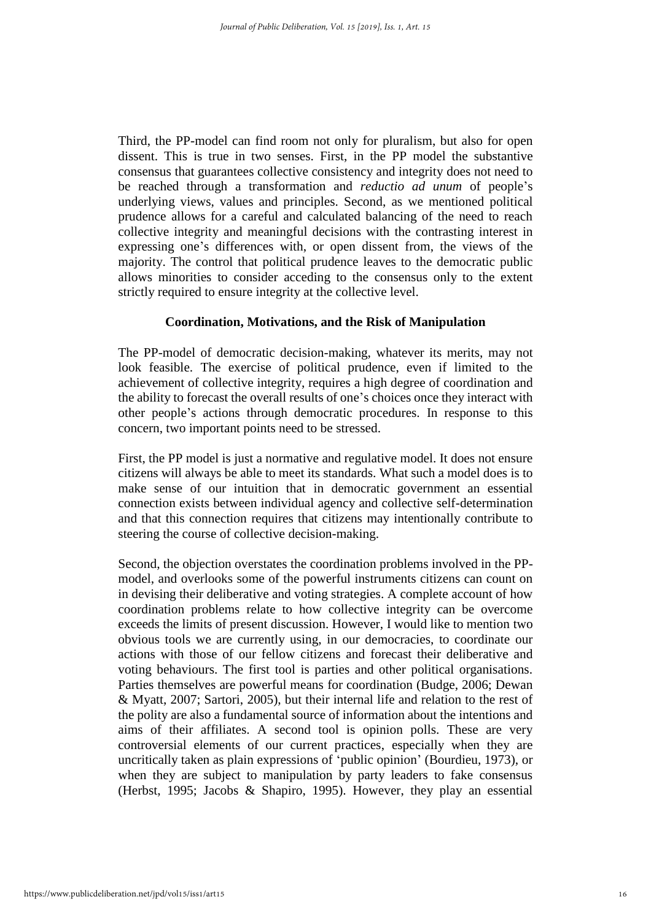Third, the PP-model can find room not only for pluralism, but also for open dissent. This is true in two senses. First, in the PP model the substantive consensus that guarantees collective consistency and integrity does not need to be reached through a transformation and *reductio ad unum* of people's underlying views, values and principles. Second, as we mentioned political prudence allows for a careful and calculated balancing of the need to reach collective integrity and meaningful decisions with the contrasting interest in expressing one's differences with, or open dissent from, the views of the majority. The control that political prudence leaves to the democratic public allows minorities to consider acceding to the consensus only to the extent strictly required to ensure integrity at the collective level.

## Coordination, Motivations, and the Risk of Manipulation

The PP-model of democratic decision-making, whatever its merits, may not look feasible. The exercise of political prudence, even if limited to the achievement of collective integrity, requires a high degree of coordination and the ability to forecast the overall results of one's choices once they interact with other people's actions through democratic procedures. In response to this concern, two important points need to be stressed.

First, the PP model is just a normative and regulative model. It does not ensure citizens will always be able to meet its standards. What such a model does is to make sense of our intuition that in democratic government an essential connection exists between individual agency and collective self-determination and that this connection requires that citizens may intentionally contribute to steering the course of collective decision-making.

Second, the objection overstates the coordination problems involved in the PP-model, and overlooks some of the powerful instruments citizens can count on in devising their deliberative and voting strategies. A complete account of how coordination problems relate to how collective integrity can be overcome exceeds the limits of present discussion. However, I would like to mention two obvious tools we are currently using, in our democracies, to coordinate our actions with those of our fellow citizens and forecast their deliberative and voting behaviours. The first tool is parties and other political organisations. Parties themselves are powerful means for coordination (Budge, 2006; Dewan & Myatt, 2007; Sartori, 2005), but their internal life and relation to the rest of the polity are also a fundamental source of information about the intentions and aims of their affiliates. A second tool is opinion polls. These are very controversial elements of our current practices, especially when they are uncritically taken as plain expressions of 'public opinion' (Bourdieu, 1973), or when they are subject to manipulation by party leaders to fake consensus (Herbst, 1995; Jacobs & Shapiro, 1995). However, they play an essential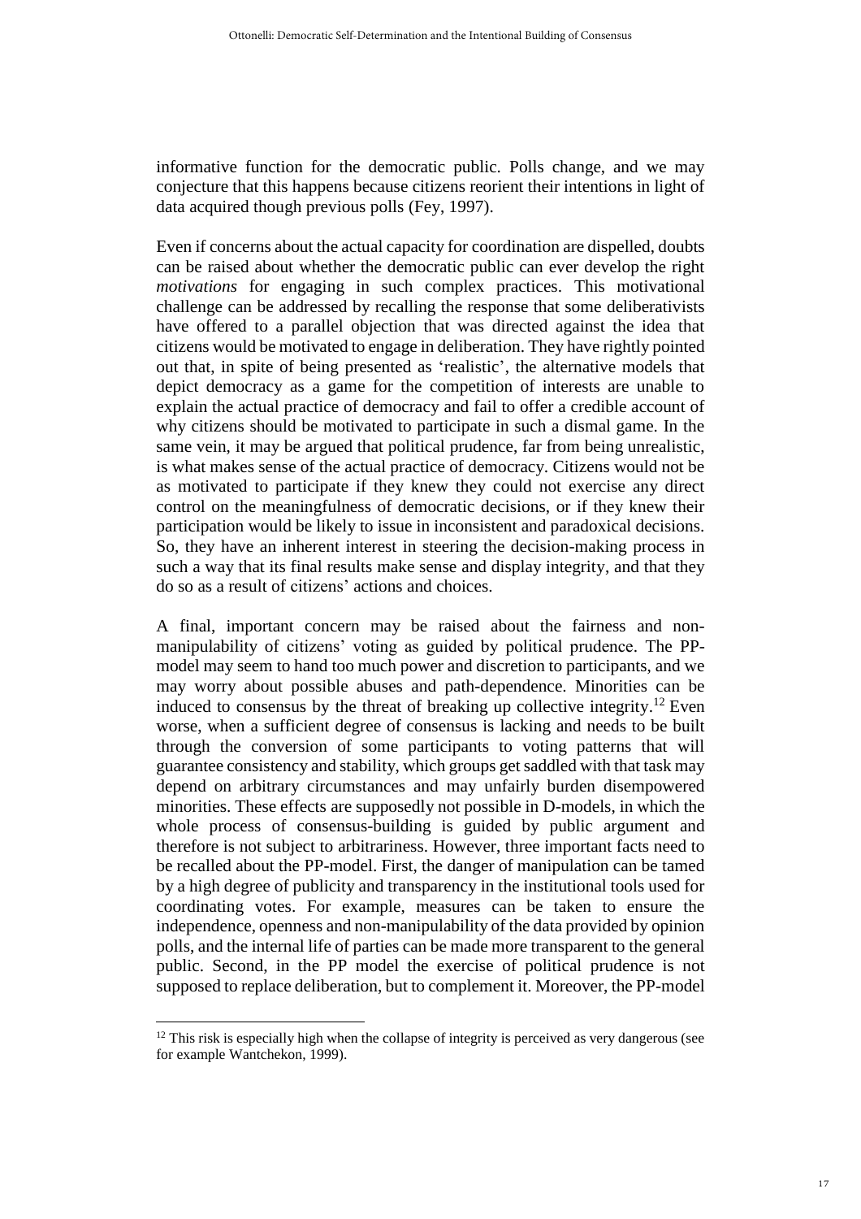informative function for the democratic public. Polls change, and we may conjecture that this happens because citizens reorient their intentions in light of data acquired though previous polls (Fey, 1997).

Even if concerns about the actual capacity for coordination are dispelled, doubts can be raised about whether the democratic public can ever develop the right *motivations* for engaging in such complex practices. This motivational challenge can be addressed by recalling the response that some deliberativists have offered to a parallel objection that was directed against the idea that citizens would be motivated to engage in deliberation. They have rightly pointed out that, in spite of being presented as 'realistic', the alternative models that depict democracy as a game for the competition of interests are unable to explain the actual practice of democracy and fail to offer a credible account of why citizens should be motivated to participate in such a dismal game. In the same vein, it may be argued that political prudence, far from being unrealistic, is what makes sense of the actual practice of democracy. Citizens would not be as motivated to participate if they knew they could not exercise any direct control on the meaningfulness of democratic decisions, or if they knew their participation would be likely to issue in inconsistent and paradoxical decisions. So, they have an inherent interest in steering the decision-making process in such a way that its final results make sense and display integrity, and that they do so as a result of citizens' actions and choices.

A final, important concern may be raised about the fairness and non-manipulability of citizens' voting as guided by political prudence. The PP-model may seem to hand too much power and discretion to participants, and we may worry about possible abuses and path-dependence. Minorities can be induced to consensus by the threat of breaking up collective integrity.[12] Even worse, when a sufficient degree of consensus is lacking and needs to be built through the conversion of some participants to voting patterns that will guarantee consistency and stability, which groups get saddled with that task may depend on arbitrary circumstances and may unfairly burden disempowered minorities. These effects are supposedly not possible in D-models, in which the whole process of consensus-building is guided by public argument and therefore is not subject to arbitrariness. However, three important facts need to be recalled about the PP-model. First, the danger of manipulation can be tamed by a high degree of publicity and transparency in the institutional tools used for coordinating votes. For example, measures can be taken to ensure the independence, openness and non-manipulability of the data provided by opinion polls, and the internal life of parties can be made more transparent to the general public. Second, in the PP model the exercise of political prudence is not supposed to replace deliberation, but to complement it. Moreover, the PP-model

[12] This risk is especially high when the collapse of integrity is perceived as very dangerous (see for example Wantchekon, 1999).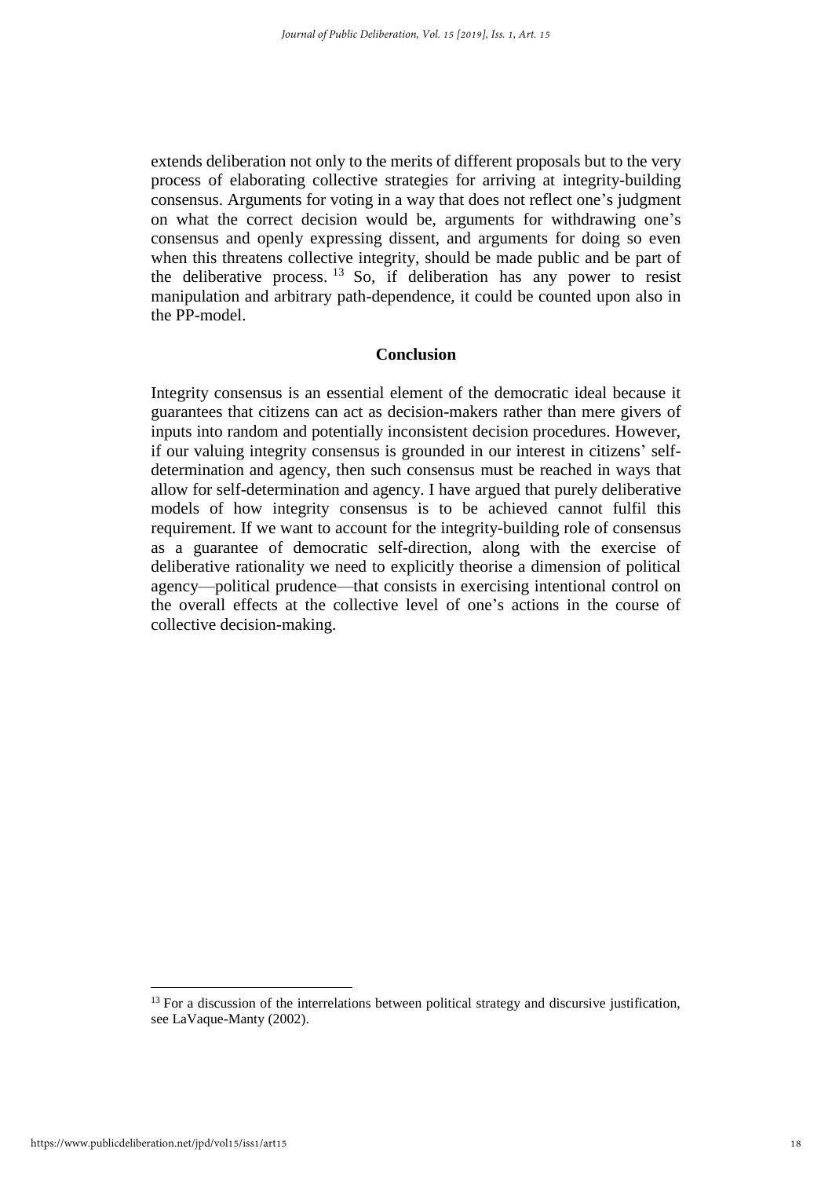extends deliberation not only to the merits of different proposals but to the very process of elaborating collective strategies for arriving at integrity-building consensus. Arguments for voting in a way that does not reflect one's judgment on what the correct decision would be, arguments for withdrawing one's consensus and openly expressing dissent, and arguments for doing so even when this threatens collective integrity, should be made public and be part of the deliberative process.[13] So, if deliberation has any power to resist manipulation and arbitrary path-dependence, it could be counted upon also in the PP-model.

## Conclusion

Integrity consensus is an essential element of the democratic ideal because it guarantees that citizens can act as decision-makers rather than mere givers of inputs into random and potentially inconsistent decision procedures. However, if our valuing integrity consensus is grounded in our interest in citizens' self-determination and agency, then such consensus must be reached in ways that allow for self-determination and agency. I have argued that purely deliberative models of how integrity consensus is to be achieved cannot fulfil this requirement. If we want to account for the integrity-building role of consensus as a guarantee of democratic self-direction, along with the exercise of deliberative rationality we need to explicitly theorise a dimension of political agency—political prudence—that consists in exercising intentional control on the overall effects at the collective level of one's actions in the course of collective decision-making.

---

[13] For a discussion of the interrelations between political strategy and discursive justification, see LaVaque-Manty (2002).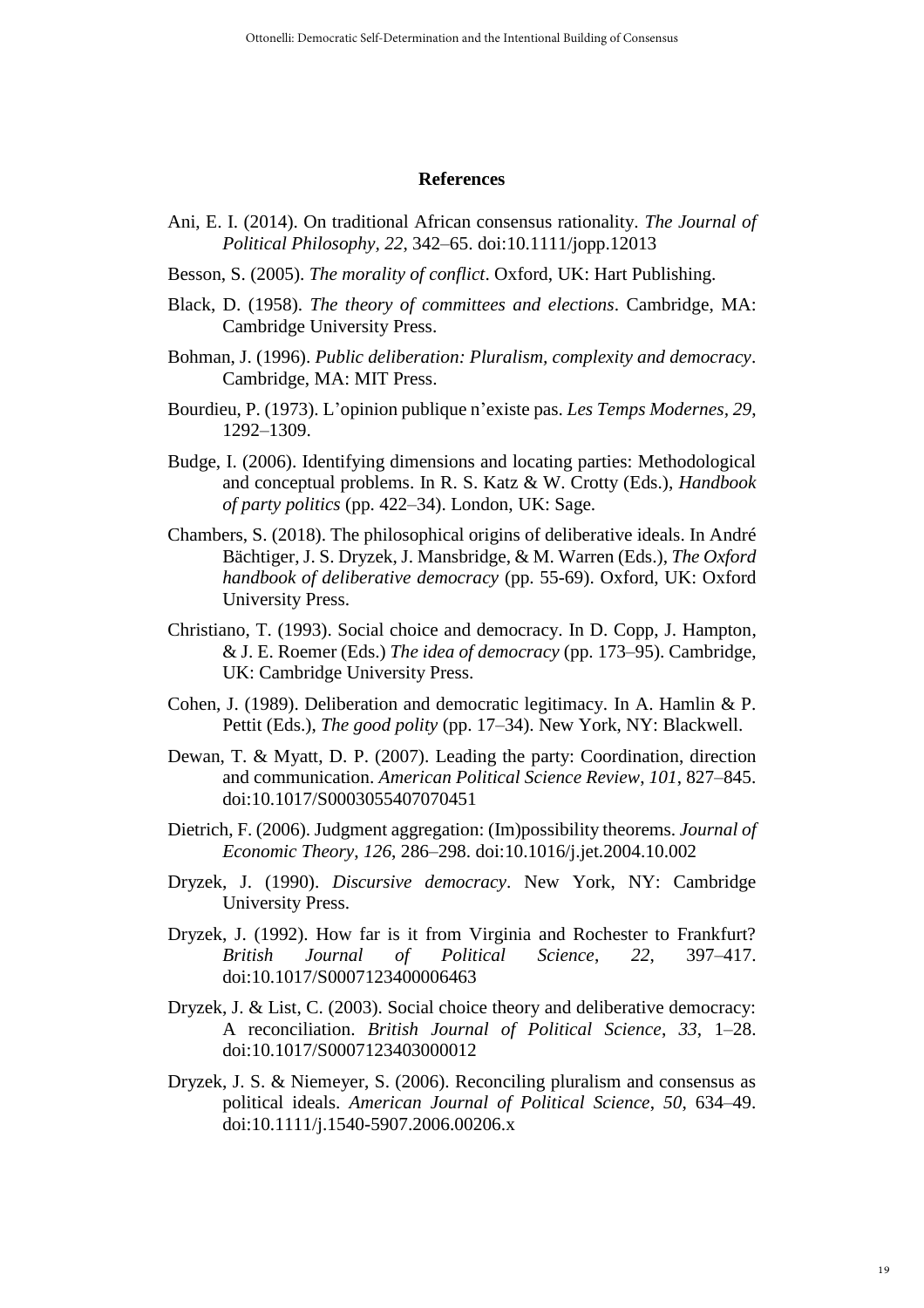## References

Ani, E. I. (2014). On traditional African consensus rationality. *The Journal of Political Philosophy*, *22*, 342–65. doi:10.1111/jopp.12013

Besson, S. (2005). *The morality of conflict*. Oxford, UK: Hart Publishing.

Black, D. (1958). *The theory of committees and elections*. Cambridge, MA: Cambridge University Press.

Bohman, J. (1996). *Public deliberation: Pluralism, complexity and democracy*. Cambridge, MA: MIT Press.

Bourdieu, P. (1973). L'opinion publique n'existe pas. *Les Temps Modernes*, *29*, 1292–1309.

Budge, I. (2006). Identifying dimensions and locating parties: Methodological and conceptual problems. In R. S. Katz & W. Crotty (Eds.), *Handbook of party politics* (pp. 422–34). London, UK: Sage.

Chambers, S. (2018). The philosophical origins of deliberative ideals. In André Bächtiger, J. S. Dryzek, J. Mansbridge, & M. Warren (Eds.), *The Oxford handbook of deliberative democracy* (pp. 55-69). Oxford, UK: Oxford University Press.

Christiano, T. (1993). Social choice and democracy. In D. Copp, J. Hampton, & J. E. Roemer (Eds.) *The idea of democracy* (pp. 173–95). Cambridge, UK: Cambridge University Press.

Cohen, J. (1989). Deliberation and democratic legitimacy. In A. Hamlin & P. Pettit (Eds.), *The good polity* (pp. 17–34). New York, NY: Blackwell.

Dewan, T. & Myatt, D. P. (2007). Leading the party: Coordination, direction and communication. *American Political Science Review*, *101*, 827–845. doi:10.1017/S0003055407070451

Dietrich, F. (2006). Judgment aggregation: (Im)possibility theorems. *Journal of Economic Theory*, *126*, 286–298. doi:10.1016/j.jet.2004.10.002

Dryzek, J. (1990). *Discursive democracy*. New York, NY: Cambridge University Press.

Dryzek, J. (1992). How far is it from Virginia and Rochester to Frankfurt? *British Journal of Political Science*, *22*, 397–417. doi:10.1017/S0007123400006463

Dryzek, J. & List, C. (2003). Social choice theory and deliberative democracy: A reconciliation. *British Journal of Political Science*, *33*, 1–28. doi:10.1017/S0007123403000012

Dryzek, J. S. & Niemeyer, S. (2006). Reconciling pluralism and consensus as political ideals. *American Journal of Political Science*, *50*, 634–49. doi:10.1111/j.1540-5907.2006.00206.x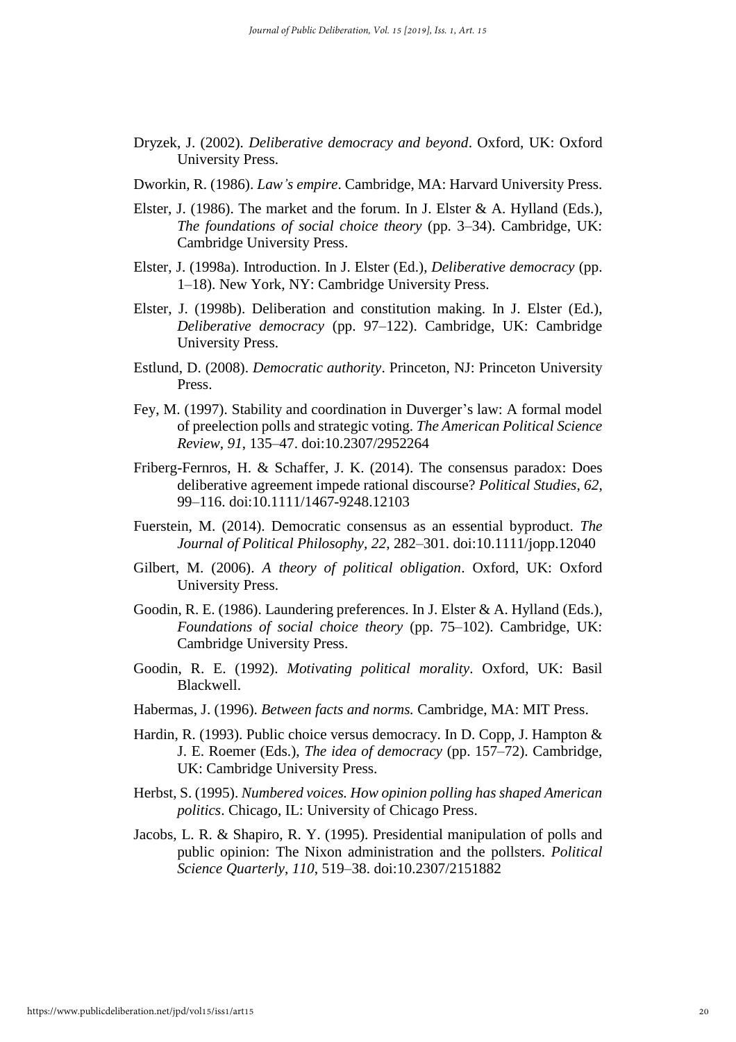Dryzek, J. (2002). *Deliberative democracy and beyond*. Oxford, UK: Oxford University Press.

Dworkin, R. (1986). *Law's empire*. Cambridge, MA: Harvard University Press.

Elster, J. (1986). The market and the forum. In J. Elster & A. Hylland (Eds.), *The foundations of social choice theory* (pp. 3–34). Cambridge, UK: Cambridge University Press.

Elster, J. (1998a). Introduction. In J. Elster (Ed.), *Deliberative democracy* (pp. 1–18). New York, NY: Cambridge University Press.

Elster, J. (1998b). Deliberation and constitution making. In J. Elster (Ed.), *Deliberative democracy* (pp. 97–122). Cambridge, UK: Cambridge University Press.

Estlund, D. (2008). *Democratic authority*. Princeton, NJ: Princeton University Press.

Fey, M. (1997). Stability and coordination in Duverger's law: A formal model of preelection polls and strategic voting. *The American Political Science Review*, *91*, 135–47. doi:10.2307/2952264

Friberg-Fernros, H. & Schaffer, J. K. (2014). The consensus paradox: Does deliberative agreement impede rational discourse? *Political Studies*, *62*, 99–116. doi:10.1111/1467-9248.12103

Fuerstein, M. (2014). Democratic consensus as an essential byproduct. *The Journal of Political Philosophy*, *22*, 282–301. doi:10.1111/jopp.12040

Gilbert, M. (2006). *A theory of political obligation*. Oxford, UK: Oxford University Press.

Goodin, R. E. (1986). Laundering preferences. In J. Elster & A. Hylland (Eds.), *Foundations of social choice theory* (pp. 75–102). Cambridge, UK: Cambridge University Press.

Goodin, R. E. (1992). *Motivating political morality*. Oxford, UK: Basil Blackwell.

Habermas, J. (1996). *Between facts and norms.* Cambridge, MA: MIT Press.

Hardin, R. (1993). Public choice versus democracy. In D. Copp, J. Hampton & J. E. Roemer (Eds.), *The idea of democracy* (pp. 157–72). Cambridge, UK: Cambridge University Press.

Herbst, S. (1995). *Numbered voices. How opinion polling has shaped American politics*. Chicago, IL: University of Chicago Press.

Jacobs, L. R. & Shapiro, R. Y. (1995). Presidential manipulation of polls and public opinion: The Nixon administration and the pollsters. *Political Science Quarterly*, *110*, 519–38. doi:10.2307/2151882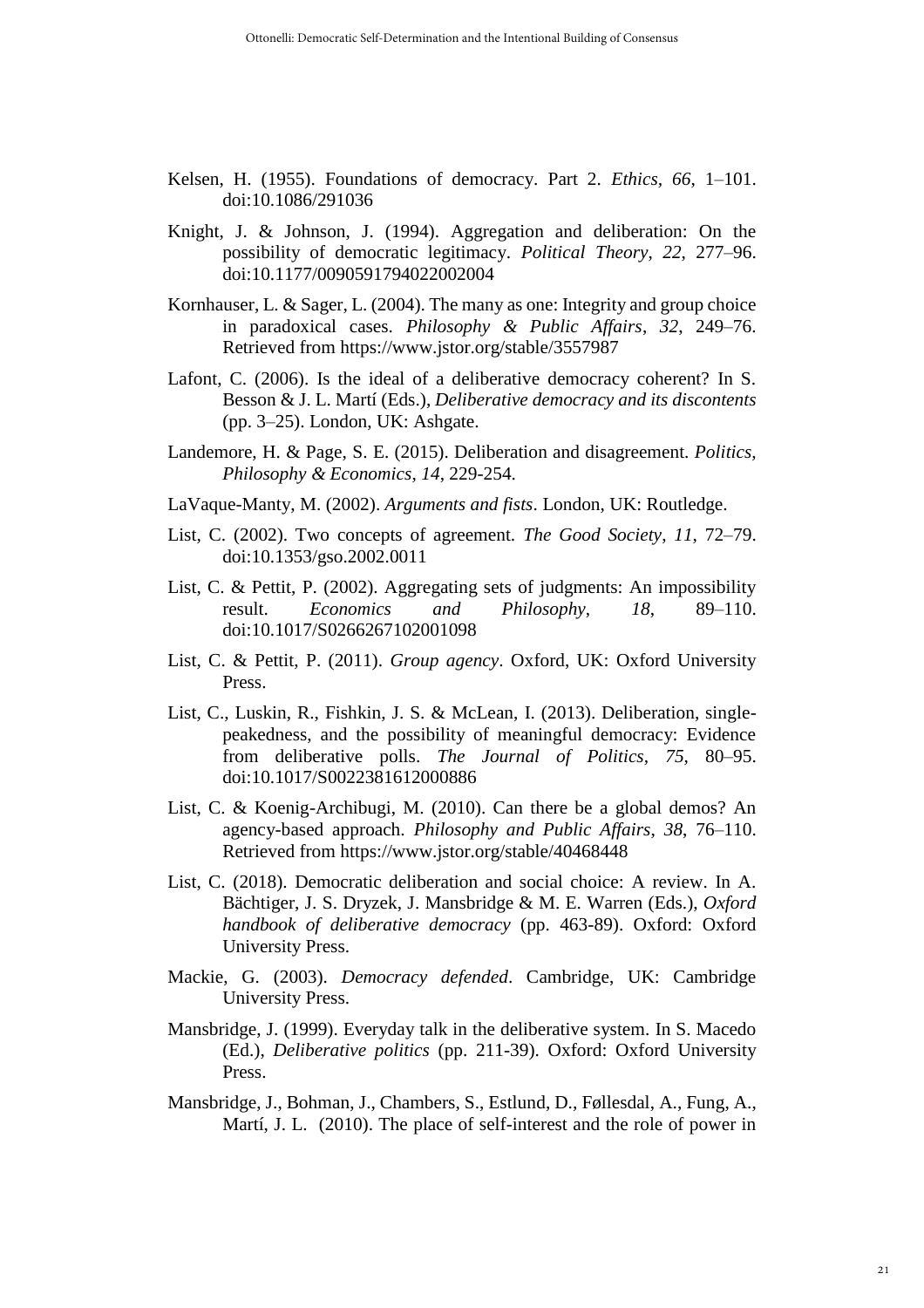Kelsen, H. (1955). Foundations of democracy. Part 2. *Ethics*, *66*, 1–101. doi:10.1086/291036

Knight, J. & Johnson, J. (1994). Aggregation and deliberation: On the possibility of democratic legitimacy. *Political Theory*, *22*, 277–96. doi:10.1177/0090591794022002004

Kornhauser, L. & Sager, L. (2004). The many as one: Integrity and group choice in paradoxical cases. *Philosophy & Public Affairs*, *32*, 249–76. Retrieved from https://www.jstor.org/stable/3557987

Lafont, C. (2006). Is the ideal of a deliberative democracy coherent? In S. Besson & J. L. Martí (Eds.), *Deliberative democracy and its discontents* (pp. 3–25). London, UK: Ashgate.

Landemore, H. & Page, S. E. (2015). Deliberation and disagreement. *Politics, Philosophy & Economics*, *14*, 229-254.

LaVaque-Manty, M. (2002). *Arguments and fists*. London, UK: Routledge.

List, C. (2002). Two concepts of agreement. *The Good Society*, *11*, 72–79. doi:10.1353/gso.2002.0011

List, C. & Pettit, P. (2002). Aggregating sets of judgments: An impossibility result. *Economics and Philosophy*, *18*, 89–110. doi:10.1017/S0266267102001098

List, C. & Pettit, P. (2011). *Group agency*. Oxford, UK: Oxford University Press.

List, C., Luskin, R., Fishkin, J. S. & McLean, I. (2013). Deliberation, single-peakedness, and the possibility of meaningful democracy: Evidence from deliberative polls. *The Journal of Politics*, *75*, 80–95. doi:10.1017/S0022381612000886

List, C. & Koenig-Archibugi, M. (2010). Can there be a global demos? An agency-based approach. *Philosophy and Public Affairs*, *38*, 76–110. Retrieved from https://www.jstor.org/stable/40468448

List, C. (2018). Democratic deliberation and social choice: A review. In A. Bächtiger, J. S. Dryzek, J. Mansbridge & M. E. Warren (Eds.), *Oxford handbook of deliberative democracy* (pp. 463-89). Oxford: Oxford University Press.

Mackie, G. (2003). *Democracy defended*. Cambridge, UK: Cambridge University Press.

Mansbridge, J. (1999). Everyday talk in the deliberative system. In S. Macedo (Ed.), *Deliberative politics* (pp. 211-39). Oxford: Oxford University Press.

Mansbridge, J., Bohman, J., Chambers, S., Estlund, D., Føllesdal, A., Fung, A., Martí, J. L. (2010). The place of self-interest and the role of power in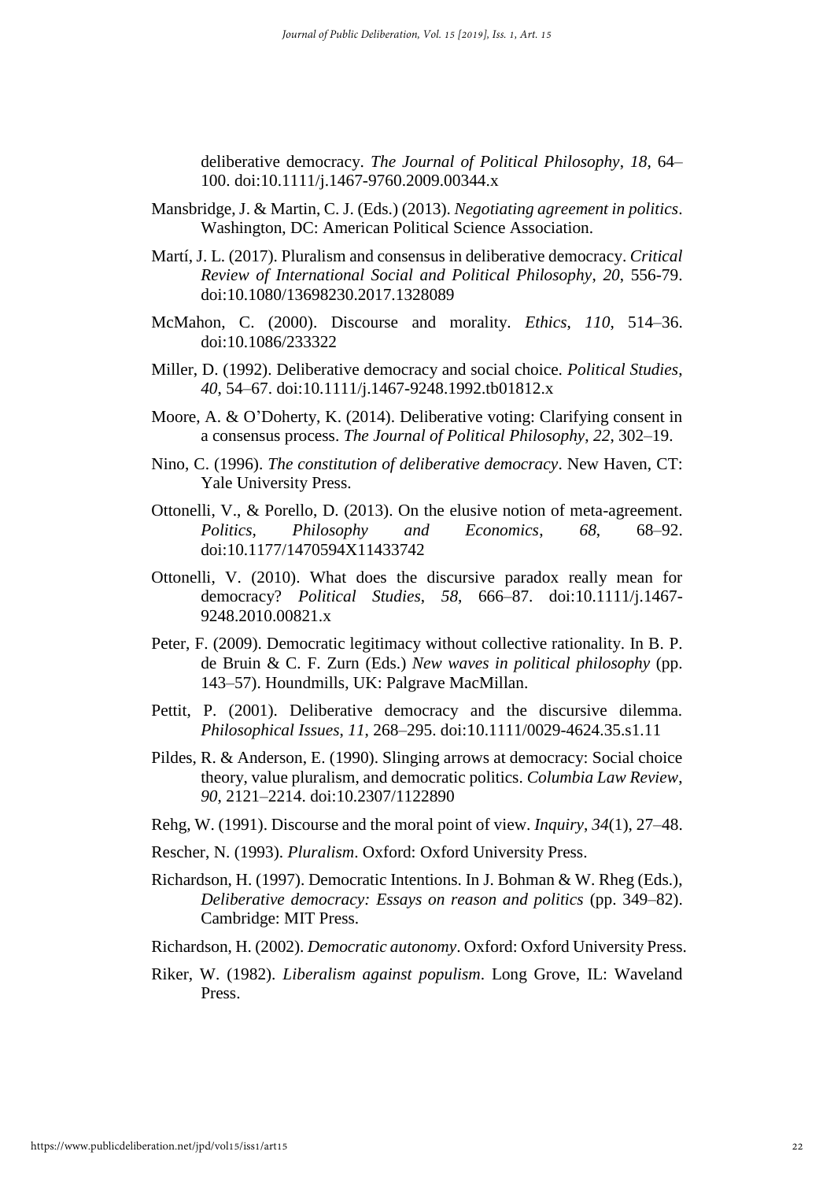deliberative democracy. *The Journal of Political Philosophy*, *18*, 64–100. doi:10.1111/j.1467-9760.2009.00344.x

Mansbridge, J. & Martin, C. J. (Eds.) (2013). *Negotiating agreement in politics*. Washington, DC: American Political Science Association.

Martí, J. L. (2017). Pluralism and consensus in deliberative democracy. *Critical Review of International Social and Political Philosophy*, *20*, 556-79. doi:10.1080/13698230.2017.1328089

McMahon, C. (2000). Discourse and morality. *Ethics*, *110*, 514–36. doi:10.1086/233322

Miller, D. (1992). Deliberative democracy and social choice. *Political Studies*, *40*, 54–67. doi:10.1111/j.1467-9248.1992.tb01812.x

Moore, A. & O'Doherty, K. (2014). Deliberative voting: Clarifying consent in a consensus process. *The Journal of Political Philosophy*, *22*, 302–19.

Nino, C. (1996). *The constitution of deliberative democracy*. New Haven, CT: Yale University Press.

Ottonelli, V., & Porello, D. (2013). On the elusive notion of meta-agreement. *Politics, Philosophy and Economics*, *68*, 68–92. doi:10.1177/1470594X11433742

Ottonelli, V. (2010). What does the discursive paradox really mean for democracy? *Political Studies*, *58*, 666–87. doi:10.1111/j.1467-9248.2010.00821.x

Peter, F. (2009). Democratic legitimacy without collective rationality. In B. P. de Bruin & C. F. Zurn (Eds.) *New waves in political philosophy* (pp. 143–57). Houndmills, UK: Palgrave MacMillan.

Pettit, P. (2001). Deliberative democracy and the discursive dilemma. *Philosophical Issues*, *11*, 268–295. doi:10.1111/0029-4624.35.s1.11

Pildes, R. & Anderson, E. (1990). Slinging arrows at democracy: Social choice theory, value pluralism, and democratic politics. *Columbia Law Review*, *90*, 2121–2214. doi:10.2307/1122890

Rehg, W. (1991). Discourse and the moral point of view. *Inquiry*, *34*(1), 27–48.

Rescher, N. (1993). *Pluralism*. Oxford: Oxford University Press.

Richardson, H. (1997). Democratic Intentions. In J. Bohman & W. Rheg (Eds.), *Deliberative democracy: Essays on reason and politics* (pp. 349–82). Cambridge: MIT Press.

Richardson, H. (2002). *Democratic autonomy*. Oxford: Oxford University Press.

Riker, W. (1982). *Liberalism against populism*. Long Grove, IL: Waveland Press.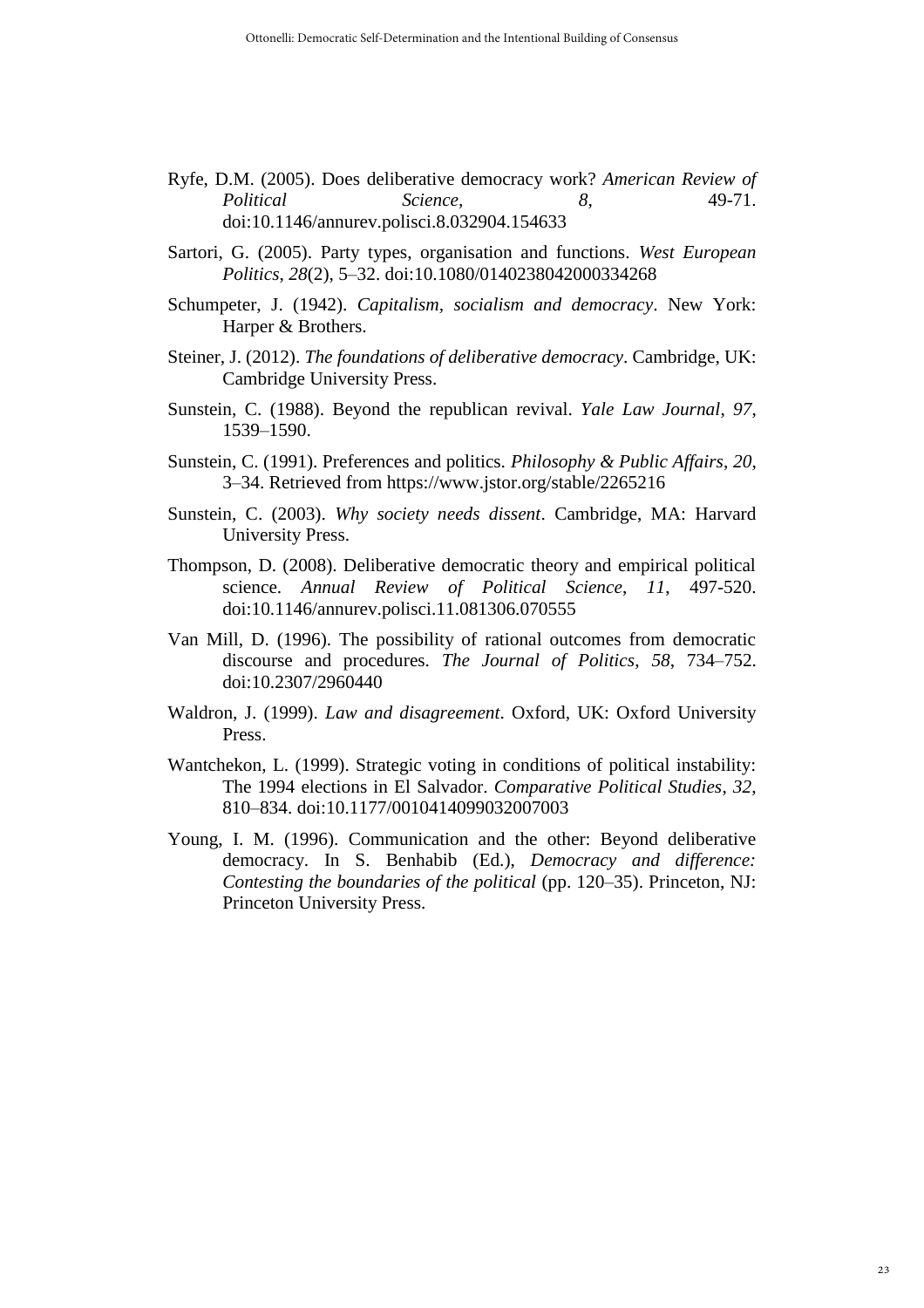Ryfe, D.M. (2005). Does deliberative democracy work? *American Review of Political Science*, *8*, 49-71. doi:10.1146/annurev.polisci.8.032904.154633

Sartori, G. (2005). Party types, organisation and functions. *West European Politics*, *28*(2), 5–32. doi:10.1080/0140238042000334268

Schumpeter, J. (1942). *Capitalism, socialism and democracy*. New York: Harper & Brothers.

Steiner, J. (2012). *The foundations of deliberative democracy*. Cambridge, UK: Cambridge University Press.

Sunstein, C. (1988). Beyond the republican revival. *Yale Law Journal*, *97*, 1539–1590.

Sunstein, C. (1991). Preferences and politics. *Philosophy & Public Affairs*, *20*, 3–34. Retrieved from https://www.jstor.org/stable/2265216

Sunstein, C. (2003). *Why society needs dissent*. Cambridge, MA: Harvard University Press.

Thompson, D. (2008). Deliberative democratic theory and empirical political science. *Annual Review of Political Science*, *11*, 497-520. doi:10.1146/annurev.polisci.11.081306.070555

Van Mill, D. (1996). The possibility of rational outcomes from democratic discourse and procedures. *The Journal of Politics*, *58*, 734–752. doi:10.2307/2960440

Waldron, J. (1999). *Law and disagreement*. Oxford, UK: Oxford University Press.

Wantchekon, L. (1999). Strategic voting in conditions of political instability: The 1994 elections in El Salvador. *Comparative Political Studies*, *32*, 810–834. doi:10.1177/0010414099032007003

Young, I. M. (1996). Communication and the other: Beyond deliberative democracy. In S. Benhabib (Ed.), *Democracy and difference: Contesting the boundaries of the political* (pp. 120–35). Princeton, NJ: Princeton University Press.